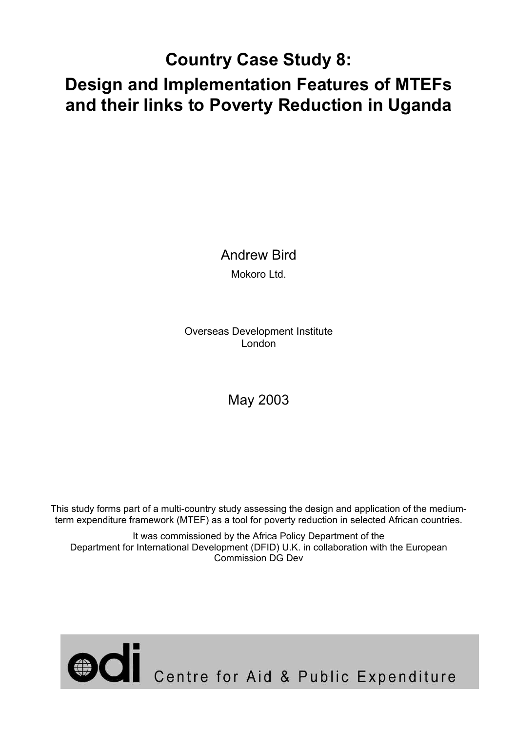# Country Case Study 8:
# Design and Implementation Features of MTEFs and their links to Poverty Reduction in Uganda

Andrew Bird

Mokoro Ltd.

Overseas Development Institute
London

May 2003

This study forms part of a multi-country study assessing the design and application of the medium-term expenditure framework (MTEF) as a tool for poverty reduction in selected African countries.

It was commissioned by the Africa Policy Department of the Department for International Development (DFID) U.K. in collaboration with the European Commission DG Dev

odi Centre for Aid & Public Expenditure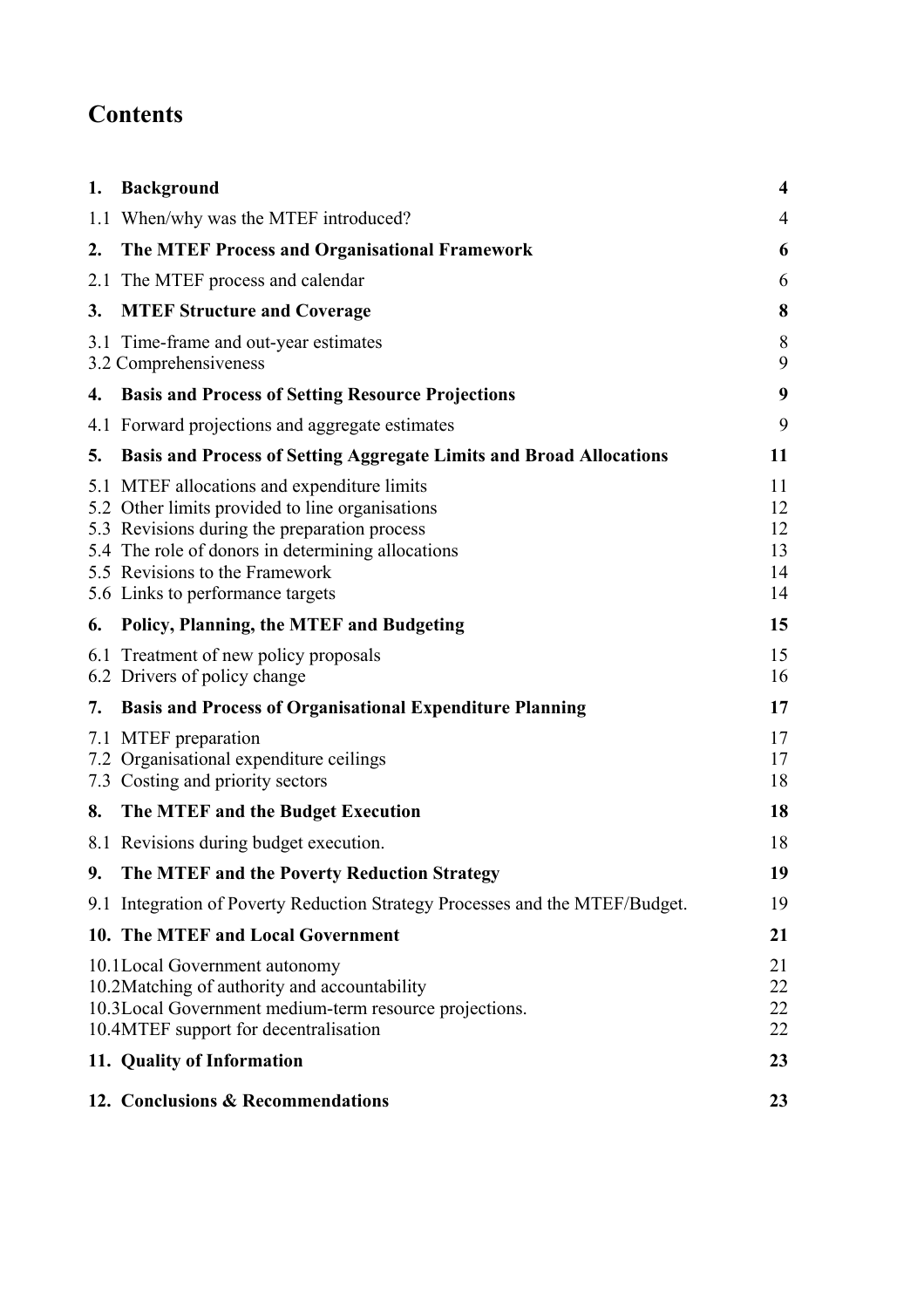# Contents

| | |
|---|---|
| **1. Background** | **4** |
| 1.1 When/why was the MTEF introduced? | 4 |
| **2. The MTEF Process and Organisational Framework** | **6** |
| 2.1 The MTEF process and calendar | 6 |
| **3. MTEF Structure and Coverage** | **8** |
| 3.1 Time-frame and out-year estimates | 8 |
| 3.2 Comprehensiveness | 9 |
| **4. Basis and Process of Setting Resource Projections** | **9** |
| 4.1 Forward projections and aggregate estimates | 9 |
| **5. Basis and Process of Setting Aggregate Limits and Broad Allocations** | **11** |
| 5.1 MTEF allocations and expenditure limits | 11 |
| 5.2 Other limits provided to line organisations | 12 |
| 5.3 Revisions during the preparation process | 12 |
| 5.4 The role of donors in determining allocations | 13 |
| 5.5 Revisions to the Framework | 14 |
| 5.6 Links to performance targets | 14 |
| **6. Policy, Planning, the MTEF and Budgeting** | **15** |
| 6.1 Treatment of new policy proposals | 15 |
| 6.2 Drivers of policy change | 16 |
| **7. Basis and Process of Organisational Expenditure Planning** | **17** |
| 7.1 MTEF preparation | 17 |
| 7.2 Organisational expenditure ceilings | 17 |
| 7.3 Costing and priority sectors | 18 |
| **8. The MTEF and the Budget Execution** | **18** |
| 8.1 Revisions during budget execution. | 18 |
| **9. The MTEF and the Poverty Reduction Strategy** | **19** |
| 9.1 Integration of Poverty Reduction Strategy Processes and the MTEF/Budget. | 19 |
| **10. The MTEF and Local Government** | **21** |
| 10.1Local Government autonomy | 21 |
| 10.2Matching of authority and accountability | 22 |
| 10.3Local Government medium-term resource projections. | 22 |
| 10.4MTEF support for decentralisation | 22 |
| **11. Quality of Information** | **23** |
| **12. Conclusions & Recommendations** | **23** |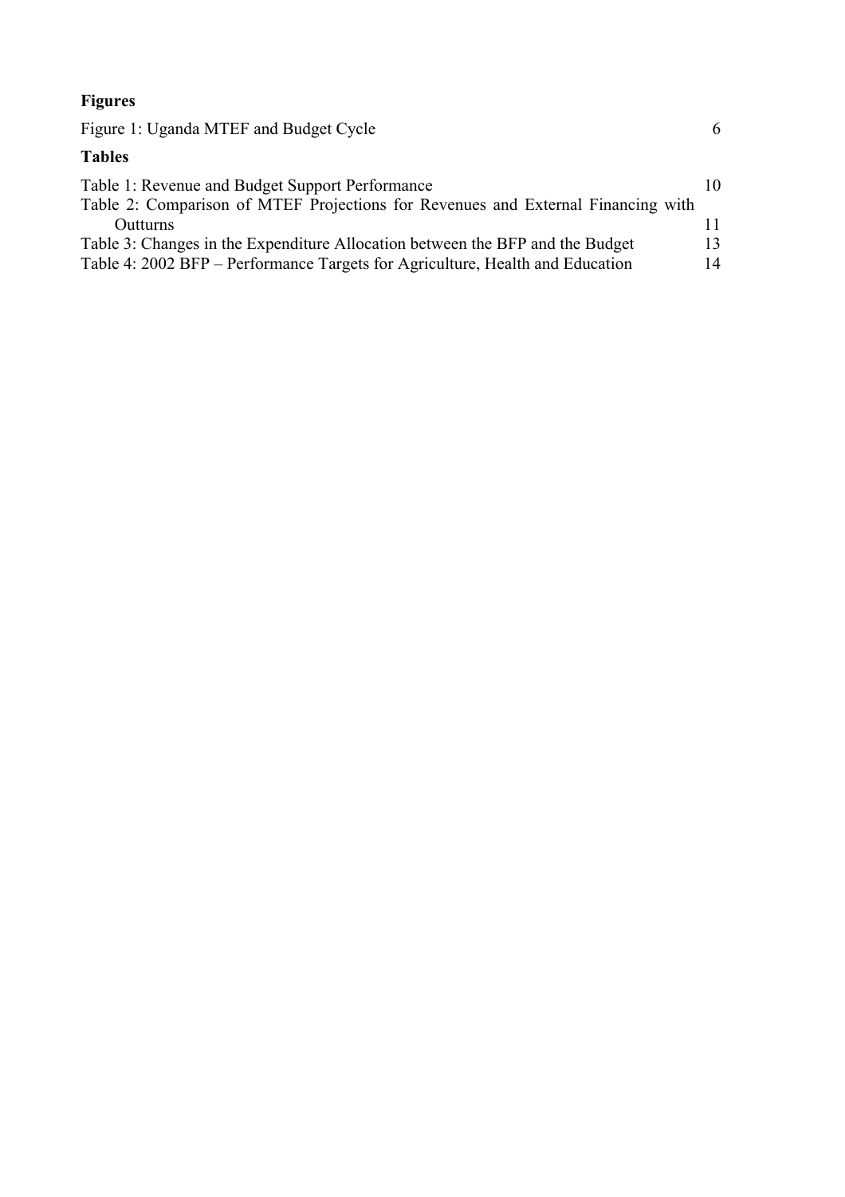**Figures**

Figure 1: Uganda MTEF and Budget Cycle 6

**Tables**

Table 1: Revenue and Budget Support Performance 10

Table 2: Comparison of MTEF Projections for Revenues and External Financing with Outturns 11

Table 3: Changes in the Expenditure Allocation between the BFP and the Budget 13

Table 4: 2002 BFP – Performance Targets for Agriculture, Health and Education 14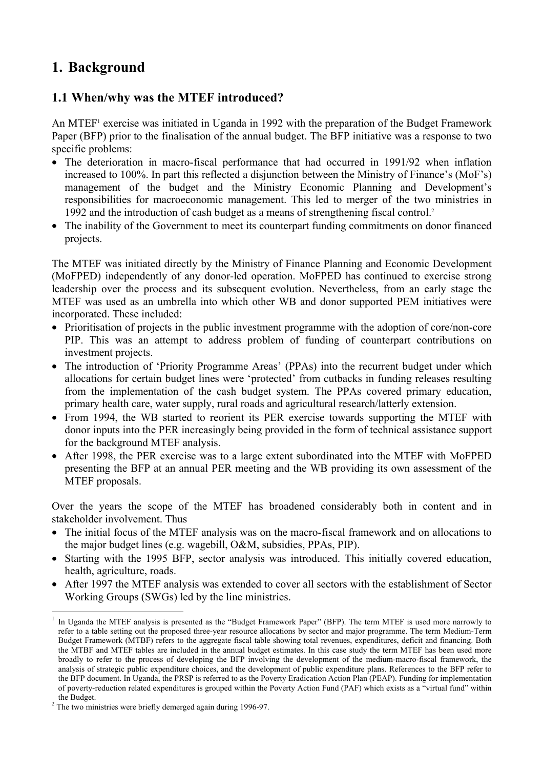# 1. Background

## 1.1 When/why was the MTEF introduced?

An MTEF[1] exercise was initiated in Uganda in 1992 with the preparation of the Budget Framework Paper (BFP) prior to the finalisation of the annual budget. The BFP initiative was a response to two specific problems:

- The deterioration in macro-fiscal performance that had occurred in 1991/92 when inflation increased to 100%. In part this reflected a disjunction between the Ministry of Finance's (MoF's) management of the budget and the Ministry Economic Planning and Development's responsibilities for macroeconomic management. This led to merger of the two ministries in 1992 and the introduction of cash budget as a means of strengthening fiscal control.[2]
- The inability of the Government to meet its counterpart funding commitments on donor financed projects.

The MTEF was initiated directly by the Ministry of Finance Planning and Economic Development (MoFPED) independently of any donor-led operation. MoFPED has continued to exercise strong leadership over the process and its subsequent evolution. Nevertheless, from an early stage the MTEF was used as an umbrella into which other WB and donor supported PEM initiatives were incorporated. These included:

- Prioritisation of projects in the public investment programme with the adoption of core/non-core PIP. This was an attempt to address problem of funding of counterpart contributions on investment projects.
- The introduction of 'Priority Programme Areas' (PPAs) into the recurrent budget under which allocations for certain budget lines were 'protected' from cutbacks in funding releases resulting from the implementation of the cash budget system. The PPAs covered primary education, primary health care, water supply, rural roads and agricultural research/latterly extension.
- From 1994, the WB started to reorient its PER exercise towards supporting the MTEF with donor inputs into the PER increasingly being provided in the form of technical assistance support for the background MTEF analysis.
- After 1998, the PER exercise was to a large extent subordinated into the MTEF with MoFPED presenting the BFP at an annual PER meeting and the WB providing its own assessment of the MTEF proposals.

Over the years the scope of the MTEF has broadened considerably both in content and in stakeholder involvement. Thus

- The initial focus of the MTEF analysis was on the macro-fiscal framework and on allocations to the major budget lines (e.g. wagebill, O&M, subsidies, PPAs, PIP).
- Starting with the 1995 BFP, sector analysis was introduced. This initially covered education, health, agriculture, roads.
- After 1997 the MTEF analysis was extended to cover all sectors with the establishment of Sector Working Groups (SWGs) led by the line ministries.

---

[1] In Uganda the MTEF analysis is presented as the "Budget Framework Paper" (BFP). The term MTEF is used more narrowly to refer to a table setting out the proposed three-year resource allocations by sector and major programme. The term Medium-Term Budget Framework (MTBF) refers to the aggregate fiscal table showing total revenues, expenditures, deficit and financing. Both the MTBF and MTEF tables are included in the annual budget estimates. In this case study the term MTEF has been used more broadly to refer to the process of developing the BFP involving the development of the medium-macro-fiscal framework, the analysis of strategic public expenditure choices, and the development of public expenditure plans. References to the BFP refer to the BFP document. In Uganda, the PRSP is referred to as the Poverty Eradication Action Plan (PEAP). Funding for implementation of poverty-reduction related expenditures is grouped within the Poverty Action Fund (PAF) which exists as a "virtual fund" within the Budget.

[2] The two ministries were briefly demerged again during 1996-97.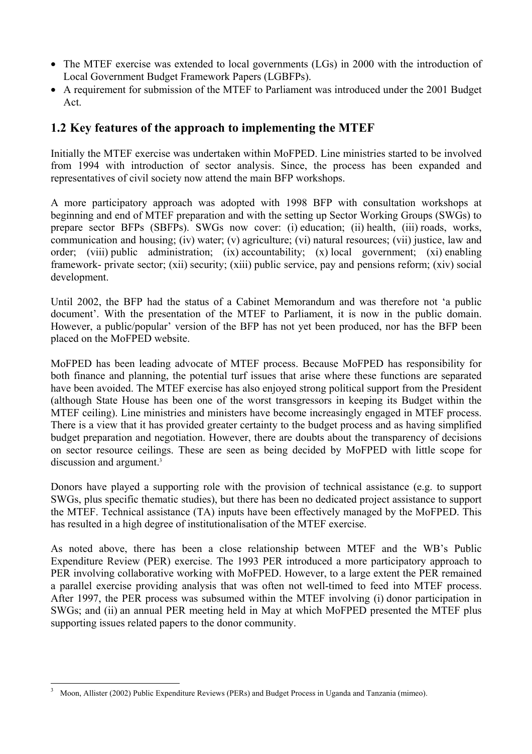- The MTEF exercise was extended to local governments (LGs) in 2000 with the introduction of Local Government Budget Framework Papers (LGBFPs).
- A requirement for submission of the MTEF to Parliament was introduced under the 2001 Budget Act.

## 1.2 Key features of the approach to implementing the MTEF

Initially the MTEF exercise was undertaken within MoFPED. Line ministries started to be involved from 1994 with introduction of sector analysis. Since, the process has been expanded and representatives of civil society now attend the main BFP workshops.

A more participatory approach was adopted with 1998 BFP with consultation workshops at beginning and end of MTEF preparation and with the setting up Sector Working Groups (SWGs) to prepare sector BFPs (SBFPs). SWGs now cover: (i) education; (ii) health, (iii) roads, works, communication and housing; (iv) water; (v) agriculture; (vi) natural resources; (vii) justice, law and order; (viii) public administration; (ix) accountability; (x) local government; (xi) enabling framework- private sector; (xii) security; (xiii) public service, pay and pensions reform; (xiv) social development.

Until 2002, the BFP had the status of a Cabinet Memorandum and was therefore not 'a public document'. With the presentation of the MTEF to Parliament, it is now in the public domain. However, a public/popular' version of the BFP has not yet been produced, nor has the BFP been placed on the MoFPED website.

MoFPED has been leading advocate of MTEF process. Because MoFPED has responsibility for both finance and planning, the potential turf issues that arise where these functions are separated have been avoided. The MTEF exercise has also enjoyed strong political support from the President (although State House has been one of the worst transgressors in keeping its Budget within the MTEF ceiling). Line ministries and ministers have become increasingly engaged in MTEF process. There is a view that it has provided greater certainty to the budget process and as having simplified budget preparation and negotiation. However, there are doubts about the transparency of decisions on sector resource ceilings. These are seen as being decided by MoFPED with little scope for discussion and argument.[3]

Donors have played a supporting role with the provision of technical assistance (e.g. to support SWGs, plus specific thematic studies), but there has been no dedicated project assistance to support the MTEF. Technical assistance (TA) inputs have been effectively managed by the MoFPED. This has resulted in a high degree of institutionalisation of the MTEF exercise.

As noted above, there has been a close relationship between MTEF and the WB's Public Expenditure Review (PER) exercise. The 1993 PER introduced a more participatory approach to PER involving collaborative working with MoFPED. However, to a large extent the PER remained a parallel exercise providing analysis that was often not well-timed to feed into MTEF process. After 1997, the PER process was subsumed within the MTEF involving (i) donor participation in SWGs; and (ii) an annual PER meeting held in May at which MoFPED presented the MTEF plus supporting issues related papers to the donor community.

---

[3] Moon, Allister (2002) Public Expenditure Reviews (PERs) and Budget Process in Uganda and Tanzania (mimeo).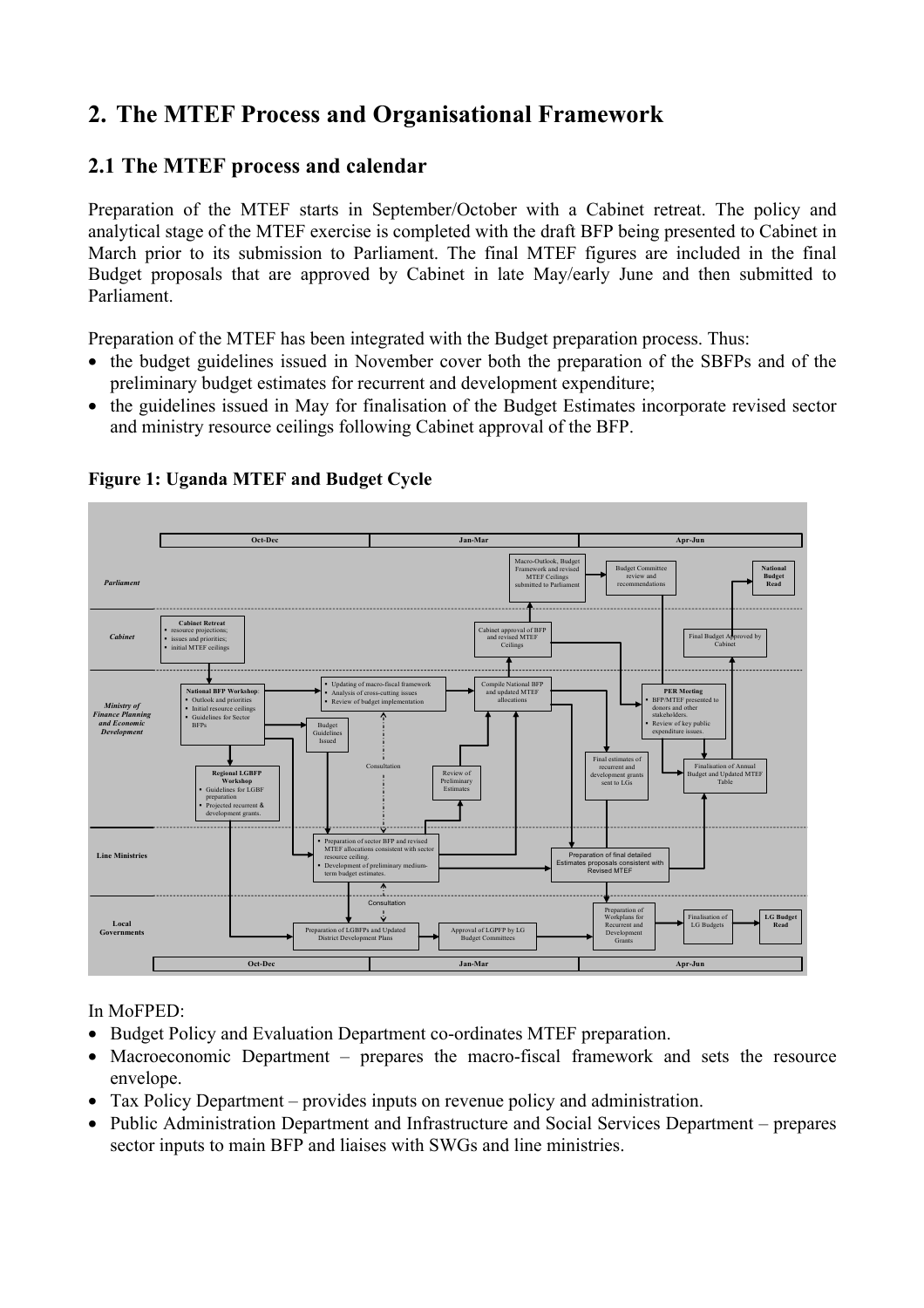# 2. The MTEF Process and Organisational Framework

## 2.1 The MTEF process and calendar

Preparation of the MTEF starts in September/October with a Cabinet retreat. The policy and analytical stage of the MTEF exercise is completed with the draft BFP being presented to Cabinet in March prior to its submission to Parliament. The final MTEF figures are included in the final Budget proposals that are approved by Cabinet in late May/early June and then submitted to Parliament.

Preparation of the MTEF has been integrated with the Budget preparation process. Thus:

- the budget guidelines issued in November cover both the preparation of the SBFPs and of the preliminary budget estimates for recurrent and development expenditure;
- the guidelines issued in May for finalisation of the Budget Estimates incorporate revised sector and ministry resource ceilings following Cabinet approval of the BFP.

**Figure 1: Uganda MTEF and Budget Cycle**

| | Oct-Dec | Jan-Mar | Apr-Jun |
|---|---|---|---|
| *Parliament* | | Macro-Outlook, Budget Framework and revised MTEF Ceilings submitted to Parliament; Budget Committee review and recommendations | **National Budget Read** |
| *Cabinet* | **Cabinet Retreat**: resource projections; issues and priorities; initial MTEF ceilings | Cabinet approval of BFP and revised MTEF Ceilings | Final Budget Approved by Cabinet |
| *Ministry of Finance Planning and Economic Development* | **National BFP Workshop**: Outlook and priorities; Initial resource ceilings; Guidelines for Sector BFPs. Budget Guidelines Issued. **Regional LGBFP Workshop**: Guidelines for LGBF preparation; Projected recurrent & development grants. Updating of macro-fiscal framework; Analysis of cross-cutting issues; Review of budget implementation | Compile National BFP and updated MTEF allocations; Review of Preliminary Estimates | **PER Meeting**: BFP/MTEF presented to donors and other stakeholders; Review of key public expenditure issues. Final estimates of recurrent and development grants sent to LGs. Finalisation of Annual Budget and Updated MTEF Table |
| Line Ministries | Preparation of sector BFP and revised MTEF allocations consistent with sector resource ceiling; Development of preliminary medium-term budget estimates (Consultation) | | Preparation of final detailed Estimates proposals consistent with Revised MTEF |
| Local Governments | Preparation of LGBFPs and Updated District Development Plans (Consultation) | Approval of LGPFP by LG Budget Committees | Preparation of Workplans for Recurrent and Development Grants; Finalisation of LG Budgets; **LG Budget Read** |

In MoFPED:

- Budget Policy and Evaluation Department co-ordinates MTEF preparation.
- Macroeconomic Department – prepares the macro-fiscal framework and sets the resource envelope.
- Tax Policy Department – provides inputs on revenue policy and administration.
- Public Administration Department and Infrastructure and Social Services Department – prepares sector inputs to main BFP and liaises with SWGs and line ministries.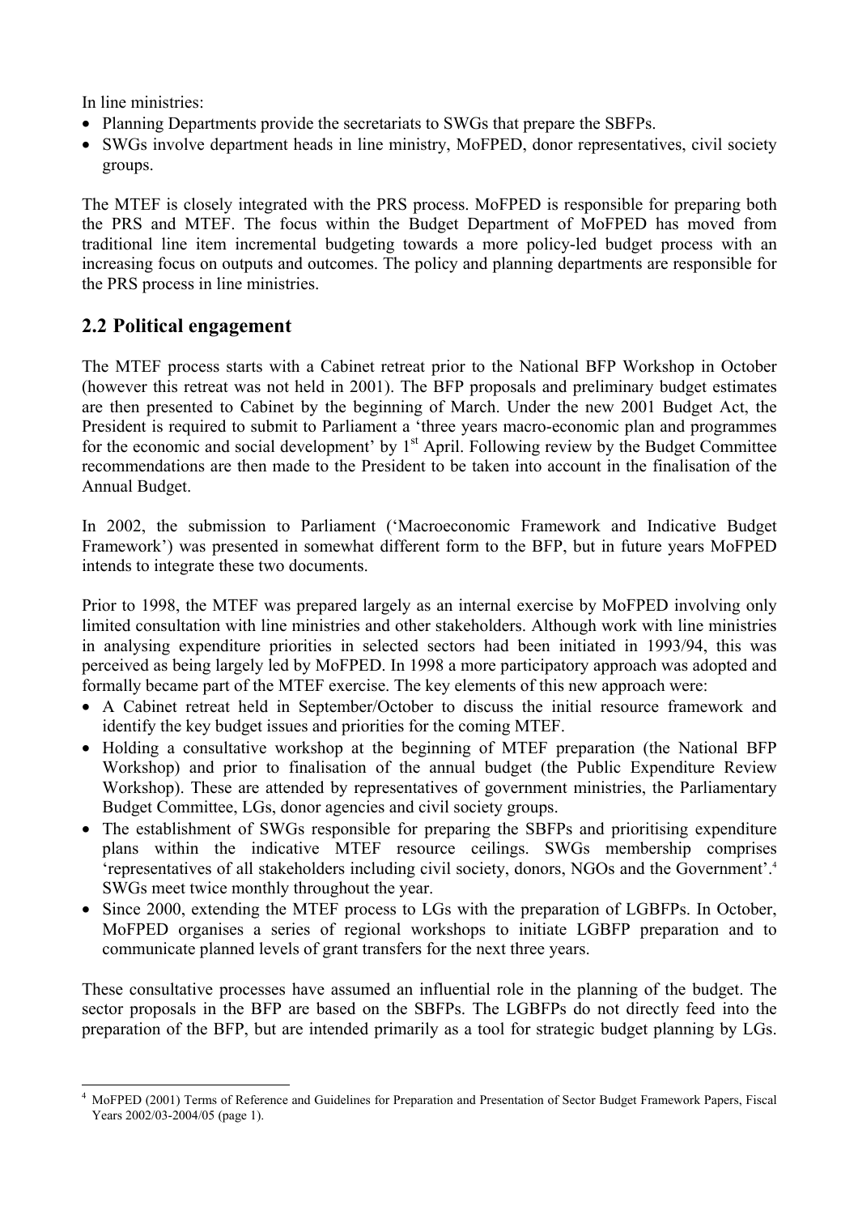In line ministries:

- Planning Departments provide the secretariats to SWGs that prepare the SBFPs.
- SWGs involve department heads in line ministry, MoFPED, donor representatives, civil society groups.

The MTEF is closely integrated with the PRS process. MoFPED is responsible for preparing both the PRS and MTEF. The focus within the Budget Department of MoFPED has moved from traditional line item incremental budgeting towards a more policy-led budget process with an increasing focus on outputs and outcomes. The policy and planning departments are responsible for the PRS process in line ministries.

## 2.2 Political engagement

The MTEF process starts with a Cabinet retreat prior to the National BFP Workshop in October (however this retreat was not held in 2001). The BFP proposals and preliminary budget estimates are then presented to Cabinet by the beginning of March. Under the new 2001 Budget Act, the President is required to submit to Parliament a 'three years macro-economic plan and programmes for the economic and social development' by 1st April. Following review by the Budget Committee recommendations are then made to the President to be taken into account in the finalisation of the Annual Budget.

In 2002, the submission to Parliament ('Macroeconomic Framework and Indicative Budget Framework') was presented in somewhat different form to the BFP, but in future years MoFPED intends to integrate these two documents.

Prior to 1998, the MTEF was prepared largely as an internal exercise by MoFPED involving only limited consultation with line ministries and other stakeholders. Although work with line ministries in analysing expenditure priorities in selected sectors had been initiated in 1993/94, this was perceived as being largely led by MoFPED. In 1998 a more participatory approach was adopted and formally became part of the MTEF exercise. The key elements of this new approach were:

- A Cabinet retreat held in September/October to discuss the initial resource framework and identify the key budget issues and priorities for the coming MTEF.
- Holding a consultative workshop at the beginning of MTEF preparation (the National BFP Workshop) and prior to finalisation of the annual budget (the Public Expenditure Review Workshop). These are attended by representatives of government ministries, the Parliamentary Budget Committee, LGs, donor agencies and civil society groups.
- The establishment of SWGs responsible for preparing the SBFPs and prioritising expenditure plans within the indicative MTEF resource ceilings. SWGs membership comprises 'representatives of all stakeholders including civil society, donors, NGOs and the Government'.[4] SWGs meet twice monthly throughout the year.
- Since 2000, extending the MTEF process to LGs with the preparation of LGBFPs. In October, MoFPED organises a series of regional workshops to initiate LGBFP preparation and to communicate planned levels of grant transfers for the next three years.

These consultative processes have assumed an influential role in the planning of the budget. The sector proposals in the BFP are based on the SBFPs. The LGBFPs do not directly feed into the preparation of the BFP, but are intended primarily as a tool for strategic budget planning by LGs.

[4] MoFPED (2001) Terms of Reference and Guidelines for Preparation and Presentation of Sector Budget Framework Papers, Fiscal Years 2002/03-2004/05 (page 1).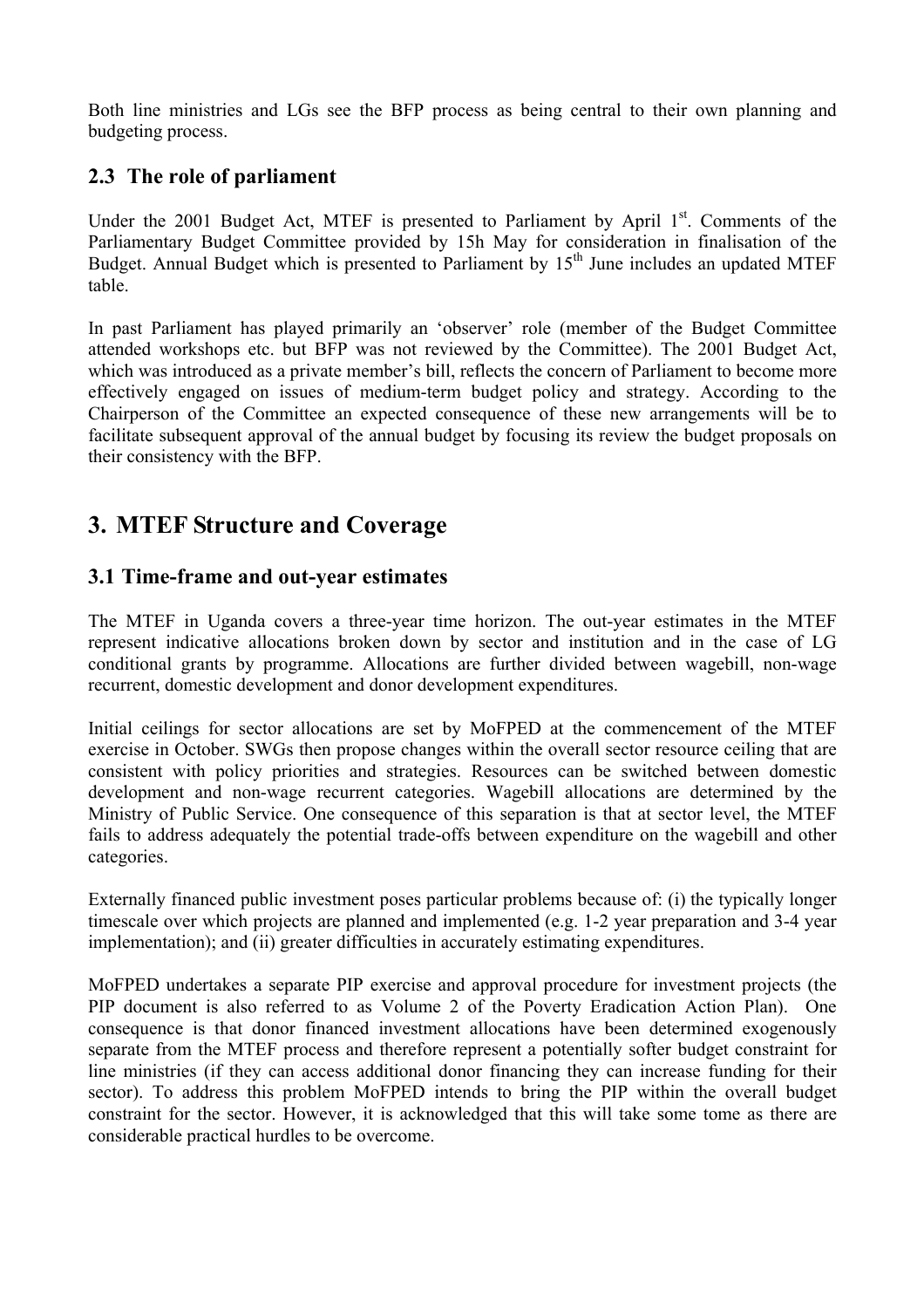Both line ministries and LGs see the BFP process as being central to their own planning and budgeting process.

### 2.3 The role of parliament

Under the 2001 Budget Act, MTEF is presented to Parliament by April 1st. Comments of the Parliamentary Budget Committee provided by 15h May for consideration in finalisation of the Budget. Annual Budget which is presented to Parliament by 15th June includes an updated MTEF table.

In past Parliament has played primarily an 'observer' role (member of the Budget Committee attended workshops etc. but BFP was not reviewed by the Committee). The 2001 Budget Act, which was introduced as a private member's bill, reflects the concern of Parliament to become more effectively engaged on issues of medium-term budget policy and strategy. According to the Chairperson of the Committee an expected consequence of these new arrangements will be to facilitate subsequent approval of the annual budget by focusing its review the budget proposals on their consistency with the BFP.

## 3. MTEF Structure and Coverage

### 3.1 Time-frame and out-year estimates

The MTEF in Uganda covers a three-year time horizon. The out-year estimates in the MTEF represent indicative allocations broken down by sector and institution and in the case of LG conditional grants by programme. Allocations are further divided between wagebill, non-wage recurrent, domestic development and donor development expenditures.

Initial ceilings for sector allocations are set by MoFPED at the commencement of the MTEF exercise in October. SWGs then propose changes within the overall sector resource ceiling that are consistent with policy priorities and strategies. Resources can be switched between domestic development and non-wage recurrent categories. Wagebill allocations are determined by the Ministry of Public Service. One consequence of this separation is that at sector level, the MTEF fails to address adequately the potential trade-offs between expenditure on the wagebill and other categories.

Externally financed public investment poses particular problems because of: (i) the typically longer timescale over which projects are planned and implemented (e.g. 1-2 year preparation and 3-4 year implementation); and (ii) greater difficulties in accurately estimating expenditures.

MoFPED undertakes a separate PIP exercise and approval procedure for investment projects (the PIP document is also referred to as Volume 2 of the Poverty Eradication Action Plan). One consequence is that donor financed investment allocations have been determined exogenously separate from the MTEF process and therefore represent a potentially softer budget constraint for line ministries (if they can access additional donor financing they can increase funding for their sector). To address this problem MoFPED intends to bring the PIP within the overall budget constraint for the sector. However, it is acknowledged that this will take some tome as there are considerable practical hurdles to be overcome.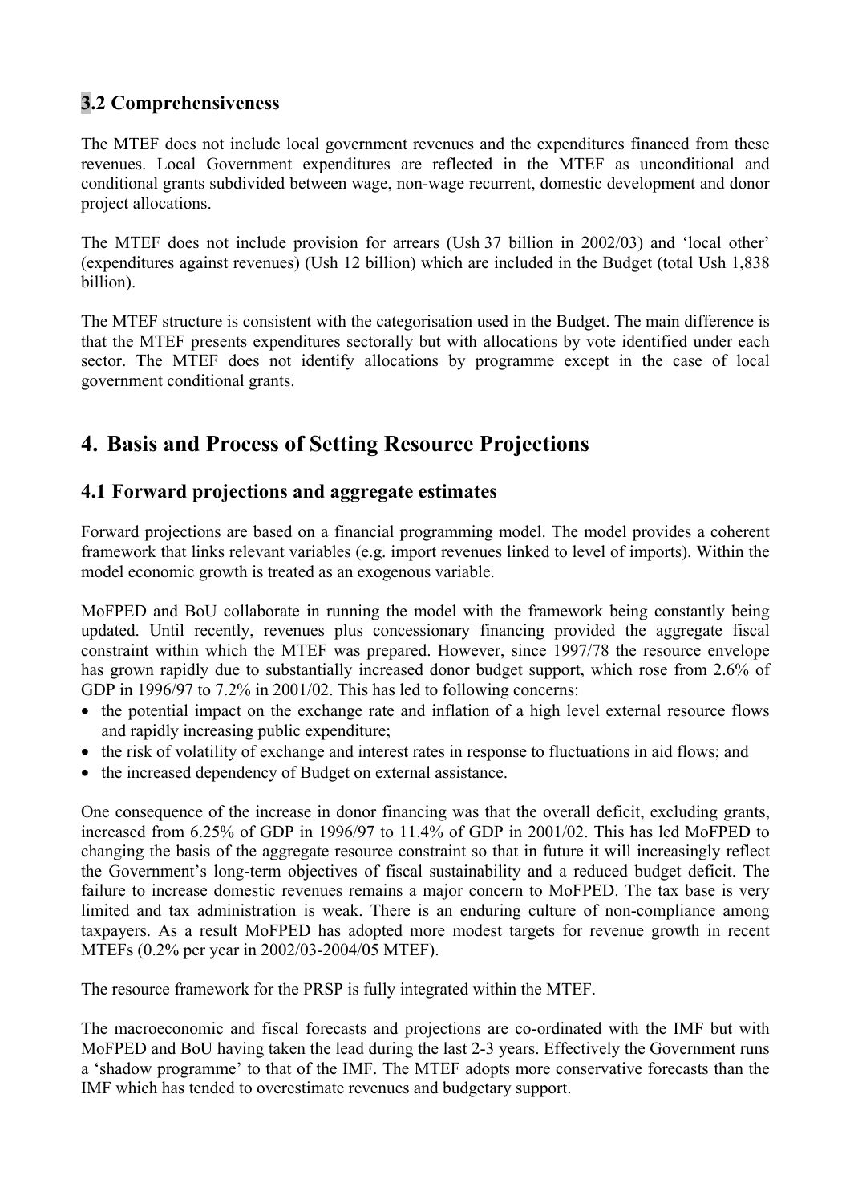## 3.2 Comprehensiveness

The MTEF does not include local government revenues and the expenditures financed from these revenues. Local Government expenditures are reflected in the MTEF as unconditional and conditional grants subdivided between wage, non-wage recurrent, domestic development and donor project allocations.

The MTEF does not include provision for arrears (Ush 37 billion in 2002/03) and 'local other' (expenditures against revenues) (Ush 12 billion) which are included in the Budget (total Ush 1,838 billion).

The MTEF structure is consistent with the categorisation used in the Budget. The main difference is that the MTEF presents expenditures sectorally but with allocations by vote identified under each sector. The MTEF does not identify allocations by programme except in the case of local government conditional grants.

# 4. Basis and Process of Setting Resource Projections

## 4.1 Forward projections and aggregate estimates

Forward projections are based on a financial programming model. The model provides a coherent framework that links relevant variables (e.g. import revenues linked to level of imports). Within the model economic growth is treated as an exogenous variable.

MoFPED and BoU collaborate in running the model with the framework being constantly being updated. Until recently, revenues plus concessionary financing provided the aggregate fiscal constraint within which the MTEF was prepared. However, since 1997/78 the resource envelope has grown rapidly due to substantially increased donor budget support, which rose from 2.6% of GDP in 1996/97 to 7.2% in 2001/02. This has led to following concerns:

- the potential impact on the exchange rate and inflation of a high level external resource flows and rapidly increasing public expenditure;
- the risk of volatility of exchange and interest rates in response to fluctuations in aid flows; and
- the increased dependency of Budget on external assistance.

One consequence of the increase in donor financing was that the overall deficit, excluding grants, increased from 6.25% of GDP in 1996/97 to 11.4% of GDP in 2001/02. This has led MoFPED to changing the basis of the aggregate resource constraint so that in future it will increasingly reflect the Government's long-term objectives of fiscal sustainability and a reduced budget deficit. The failure to increase domestic revenues remains a major concern to MoFPED. The tax base is very limited and tax administration is weak. There is an enduring culture of non-compliance among taxpayers. As a result MoFPED has adopted more modest targets for revenue growth in recent MTEFs (0.2% per year in 2002/03-2004/05 MTEF).

The resource framework for the PRSP is fully integrated within the MTEF.

The macroeconomic and fiscal forecasts and projections are co-ordinated with the IMF but with MoFPED and BoU having taken the lead during the last 2-3 years. Effectively the Government runs a 'shadow programme' to that of the IMF. The MTEF adopts more conservative forecasts than the IMF which has tended to overestimate revenues and budgetary support.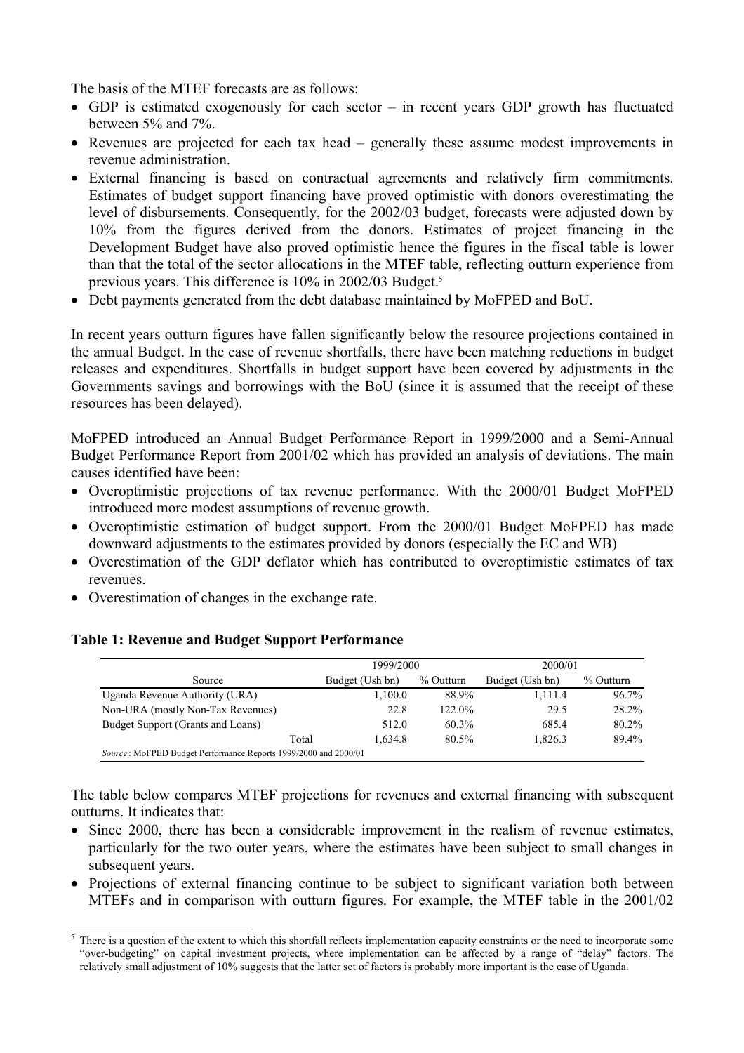The basis of the MTEF forecasts are as follows:

- GDP is estimated exogenously for each sector – in recent years GDP growth has fluctuated between 5% and 7%.
- Revenues are projected for each tax head – generally these assume modest improvements in revenue administration.
- External financing is based on contractual agreements and relatively firm commitments. Estimates of budget support financing have proved optimistic with donors overestimating the level of disbursements. Consequently, for the 2002/03 budget, forecasts were adjusted down by 10% from the figures derived from the donors. Estimates of project financing in the Development Budget have also proved optimistic hence the figures in the fiscal table is lower than that the total of the sector allocations in the MTEF table, reflecting outturn experience from previous years. This difference is 10% in 2002/03 Budget.[5]
- Debt payments generated from the debt database maintained by MoFPED and BoU.

In recent years outturn figures have fallen significantly below the resource projections contained in the annual Budget. In the case of revenue shortfalls, there have been matching reductions in budget releases and expenditures. Shortfalls in budget support have been covered by adjustments in the Governments savings and borrowings with the BoU (since it is assumed that the receipt of these resources has been delayed).

MoFPED introduced an Annual Budget Performance Report in 1999/2000 and a Semi-Annual Budget Performance Report from 2001/02 which has provided an analysis of deviations. The main causes identified have been:

- Overoptimistic projections of tax revenue performance. With the 2000/01 Budget MoFPED introduced more modest assumptions of revenue growth.
- Overoptimistic estimation of budget support. From the 2000/01 Budget MoFPED has made downward adjustments to the estimates provided by donors (especially the EC and WB)
- Overestimation of the GDP deflator which has contributed to overoptimistic estimates of tax revenues.
- Overestimation of changes in the exchange rate.

**Table 1: Revenue and Budget Support Performance**

| | 1999/2000 | | 2000/01 | |
|---|---|---|---|---|
| Source | Budget (Ush bn) | % Outturn | Budget (Ush bn) | % Outturn |
| Uganda Revenue Authority (URA) | 1,100.0 | 88.9% | 1,111.4 | 96.7% |
| Non-URA (mostly Non-Tax Revenues) | 22.8 | 122.0% | 29.5 | 28.2% |
| Budget Support (Grants and Loans) | 512.0 | 60.3% | 685.4 | 80.2% |
| Total | 1,634.8 | 80.5% | 1,826.3 | 89.4% |

*Source*: MoFPED Budget Performance Reports 1999/2000 and 2000/01

The table below compares MTEF projections for revenues and external financing with subsequent outturns. It indicates that:

- Since 2000, there has been a considerable improvement in the realism of revenue estimates, particularly for the two outer years, where the estimates have been subject to small changes in subsequent years.
- Projections of external financing continue to be subject to significant variation both between MTEFs and in comparison with outturn figures. For example, the MTEF table in the 2001/02

[5] There is a question of the extent to which this shortfall reflects implementation capacity constraints or the need to incorporate some "over-budgeting" on capital investment projects, where implementation can be affected by a range of "delay" factors. The relatively small adjustment of 10% suggests that the latter set of factors is probably more important is the case of Uganda.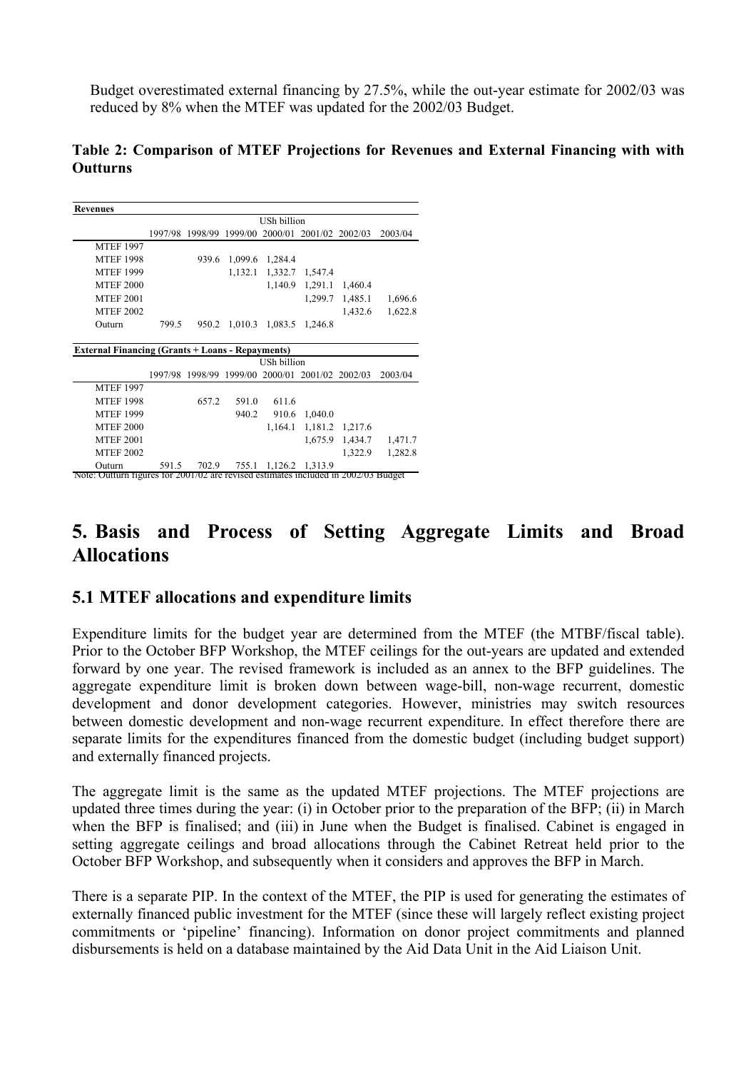Budget overestimated external financing by 27.5%, while the out-year estimate for 2002/03 was reduced by 8% when the MTEF was updated for the 2002/03 Budget.

**Table 2: Comparison of MTEF Projections for Revenues and External Financing with with Outturns**

| **Revenues** | | | | | | | |
|---|---|---|---|---|---|---|---|
| | USh billion | | | | | | |
| | 1997/98 | 1998/99 | 1999/00 | 2000/01 | 2001/02 | 2002/03 | 2003/04 |
| MTEF 1997 | | | | | | | |
| MTEF 1998 | | 939.6 | 1,099.6 | 1,284.4 | | | |
| MTEF 1999 | | | 1,132.1 | 1,332.7 | 1,547.4 | | |
| MTEF 2000 | | | | 1,140.9 | 1,291.1 | 1,460.4 | |
| MTEF 2001 | | | | | 1,299.7 | 1,485.1 | 1,696.6 |
| MTEF 2002 | | | | | | 1,432.6 | 1,622.8 |
| Outurn | 799.5 | 950.2 | 1,010.3 | 1,083.5 | 1,246.8 | | |

| **External Financing (Grants + Loans - Repayments)** | | | | | | | |
|---|---|---|---|---|---|---|---|
| | USh billion | | | | | | |
| | 1997/98 | 1998/99 | 1999/00 | 2000/01 | 2001/02 | 2002/03 | 2003/04 |
| MTEF 1997 | | | | | | | |
| MTEF 1998 | | 657.2 | 591.0 | 611.6 | | | |
| MTEF 1999 | | | 940.2 | 910.6 | 1,040.0 | | |
| MTEF 2000 | | | | 1,164.1 | 1,181.2 | 1,217.6 | |
| MTEF 2001 | | | | | 1,675.9 | 1,434.7 | 1,471.7 |
| MTEF 2002 | | | | | | 1,322.9 | 1,282.8 |
| Outurn | 591.5 | 702.9 | 755.1 | 1,126.2 | 1,313.9 | | |

Note: Outturn figures for 2001/02 are revised estimates included in 2002/03 Budget

# 5. Basis and Process of Setting Aggregate Limits and Broad Allocations

## 5.1 MTEF allocations and expenditure limits

Expenditure limits for the budget year are determined from the MTEF (the MTBF/fiscal table). Prior to the October BFP Workshop, the MTEF ceilings for the out-years are updated and extended forward by one year. The revised framework is included as an annex to the BFP guidelines. The aggregate expenditure limit is broken down between wage-bill, non-wage recurrent, domestic development and donor development categories. However, ministries may switch resources between domestic development and non-wage recurrent expenditure. In effect therefore there are separate limits for the expenditures financed from the domestic budget (including budget support) and externally financed projects.

The aggregate limit is the same as the updated MTEF projections. The MTEF projections are updated three times during the year: (i) in October prior to the preparation of the BFP; (ii) in March when the BFP is finalised; and (iii) in June when the Budget is finalised. Cabinet is engaged in setting aggregate ceilings and broad allocations through the Cabinet Retreat held prior to the October BFP Workshop, and subsequently when it considers and approves the BFP in March.

There is a separate PIP. In the context of the MTEF, the PIP is used for generating the estimates of externally financed public investment for the MTEF (since these will largely reflect existing project commitments or 'pipeline' financing). Information on donor project commitments and planned disbursements is held on a database maintained by the Aid Data Unit in the Aid Liaison Unit.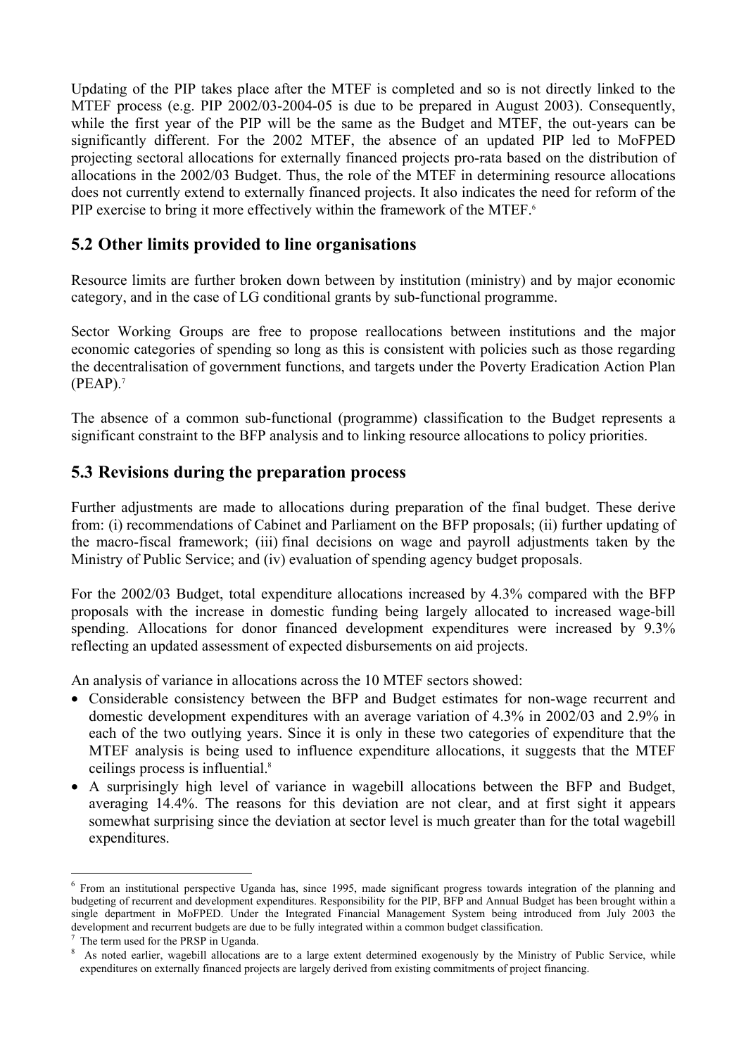Updating of the PIP takes place after the MTEF is completed and so is not directly linked to the MTEF process (e.g. PIP 2002/03-2004-05 is due to be prepared in August 2003). Consequently, while the first year of the PIP will be the same as the Budget and MTEF, the out-years can be significantly different. For the 2002 MTEF, the absence of an updated PIP led to MoFPED projecting sectoral allocations for externally financed projects pro-rata based on the distribution of allocations in the 2002/03 Budget. Thus, the role of the MTEF in determining resource allocations does not currently extend to externally financed projects. It also indicates the need for reform of the PIP exercise to bring it more effectively within the framework of the MTEF.[6]

## 5.2 Other limits provided to line organisations

Resource limits are further broken down between by institution (ministry) and by major economic category, and in the case of LG conditional grants by sub-functional programme.

Sector Working Groups are free to propose reallocations between institutions and the major economic categories of spending so long as this is consistent with policies such as those regarding the decentralisation of government functions, and targets under the Poverty Eradication Action Plan (PEAP).[7]

The absence of a common sub-functional (programme) classification to the Budget represents a significant constraint to the BFP analysis and to linking resource allocations to policy priorities.

## 5.3 Revisions during the preparation process

Further adjustments are made to allocations during preparation of the final budget. These derive from: (i) recommendations of Cabinet and Parliament on the BFP proposals; (ii) further updating of the macro-fiscal framework; (iii) final decisions on wage and payroll adjustments taken by the Ministry of Public Service; and (iv) evaluation of spending agency budget proposals.

For the 2002/03 Budget, total expenditure allocations increased by 4.3% compared with the BFP proposals with the increase in domestic funding being largely allocated to increased wage-bill spending. Allocations for donor financed development expenditures were increased by 9.3% reflecting an updated assessment of expected disbursements on aid projects.

An analysis of variance in allocations across the 10 MTEF sectors showed:

- Considerable consistency between the BFP and Budget estimates for non-wage recurrent and domestic development expenditures with an average variation of 4.3% in 2002/03 and 2.9% in each of the two outlying years. Since it is only in these two categories of expenditure that the MTEF analysis is being used to influence expenditure allocations, it suggests that the MTEF ceilings process is influential.[8]
- A surprisingly high level of variance in wagebill allocations between the BFP and Budget, averaging 14.4%. The reasons for this deviation are not clear, and at first sight it appears somewhat surprising since the deviation at sector level is much greater than for the total wagebill expenditures.

---

[6] From an institutional perspective Uganda has, since 1995, made significant progress towards integration of the planning and budgeting of recurrent and development expenditures. Responsibility for the PIP, BFP and Annual Budget has been brought within a single department in MoFPED. Under the Integrated Financial Management System being introduced from July 2003 the development and recurrent budgets are due to be fully integrated within a common budget classification.

[7] The term used for the PRSP in Uganda.

[8] As noted earlier, wagebill allocations are to a large extent determined exogenously by the Ministry of Public Service, while expenditures on externally financed projects are largely derived from existing commitments of project financing.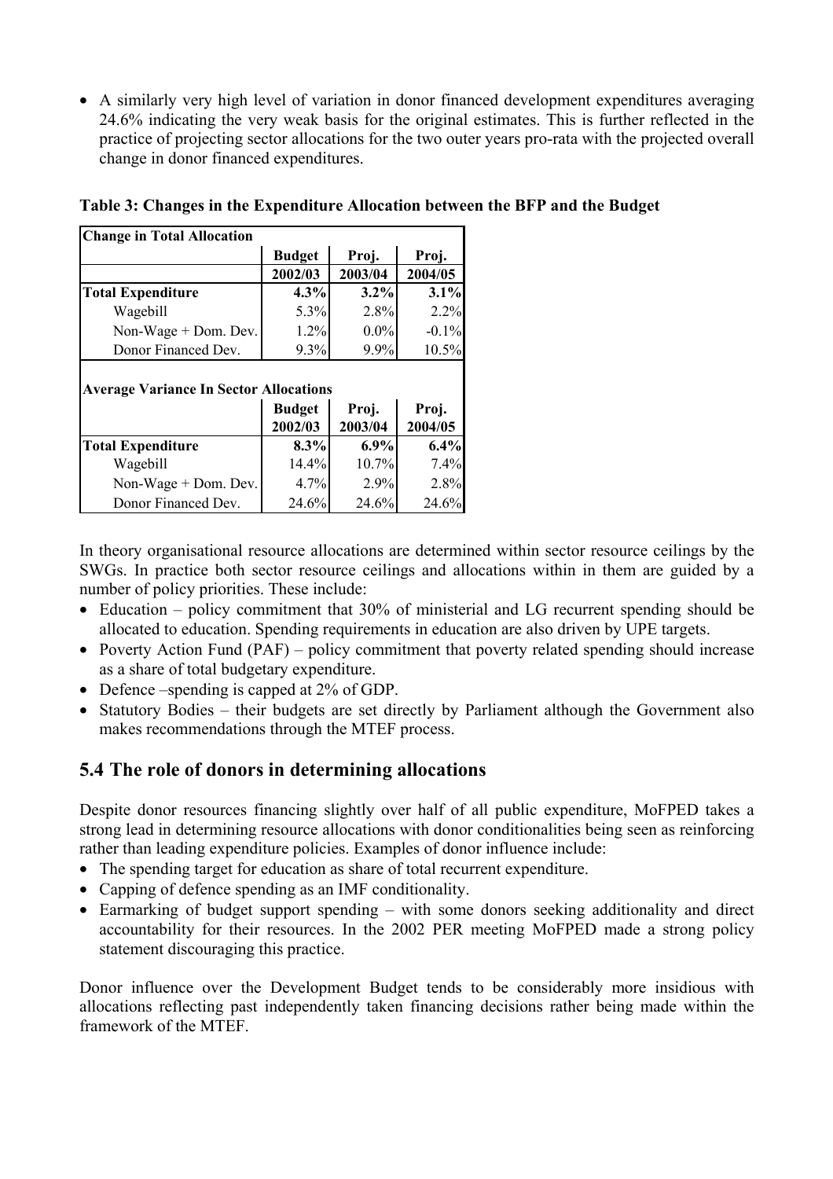- A similarly very high level of variation in donor financed development expenditures averaging 24.6% indicating the very weak basis for the original estimates. This is further reflected in the practice of projecting sector allocations for the two outer years pro-rata with the projected overall change in donor financed expenditures.

**Table 3: Changes in the Expenditure Allocation between the BFP and the Budget**

| **Change in Total Allocation** | | | |
|---|---|---|---|
| | **Budget 2002/03** | **Proj. 2003/04** | **Proj. 2004/05** |
| **Total Expenditure** | **4.3%** | **3.2%** | **3.1%** |
| Wagebill | 5.3% | 2.8% | 2.2% |
| Non-Wage + Dom. Dev. | 1.2% | 0.0% | -0.1% |
| Donor Financed Dev. | 9.3% | 9.9% | 10.5% |
| **Average Variance In Sector Allocations** | | | |
| | **Budget 2002/03** | **Proj. 2003/04** | **Proj. 2004/05** |
| **Total Expenditure** | **8.3%** | **6.9%** | **6.4%** |
| Wagebill | 14.4% | 10.7% | 7.4% |
| Non-Wage + Dom. Dev. | 4.7% | 2.9% | 2.8% |
| Donor Financed Dev. | 24.6% | 24.6% | 24.6% |

In theory organisational resource allocations are determined within sector resource ceilings by the SWGs. In practice both sector resource ceilings and allocations within in them are guided by a number of policy priorities. These include:

- Education – policy commitment that 30% of ministerial and LG recurrent spending should be allocated to education. Spending requirements in education are also driven by UPE targets.
- Poverty Action Fund (PAF) – policy commitment that poverty related spending should increase as a share of total budgetary expenditure.
- Defence –spending is capped at 2% of GDP.
- Statutory Bodies – their budgets are set directly by Parliament although the Government also makes recommendations through the MTEF process.

## 5.4 The role of donors in determining allocations

Despite donor resources financing slightly over half of all public expenditure, MoFPED takes a strong lead in determining resource allocations with donor conditionalities being seen as reinforcing rather than leading expenditure policies. Examples of donor influence include:

- The spending target for education as share of total recurrent expenditure.
- Capping of defence spending as an IMF conditionality.
- Earmarking of budget support spending – with some donors seeking additionality and direct accountability for their resources. In the 2002 PER meeting MoFPED made a strong policy statement discouraging this practice.

Donor influence over the Development Budget tends to be considerably more insidious with allocations reflecting past independently taken financing decisions rather being made within the framework of the MTEF.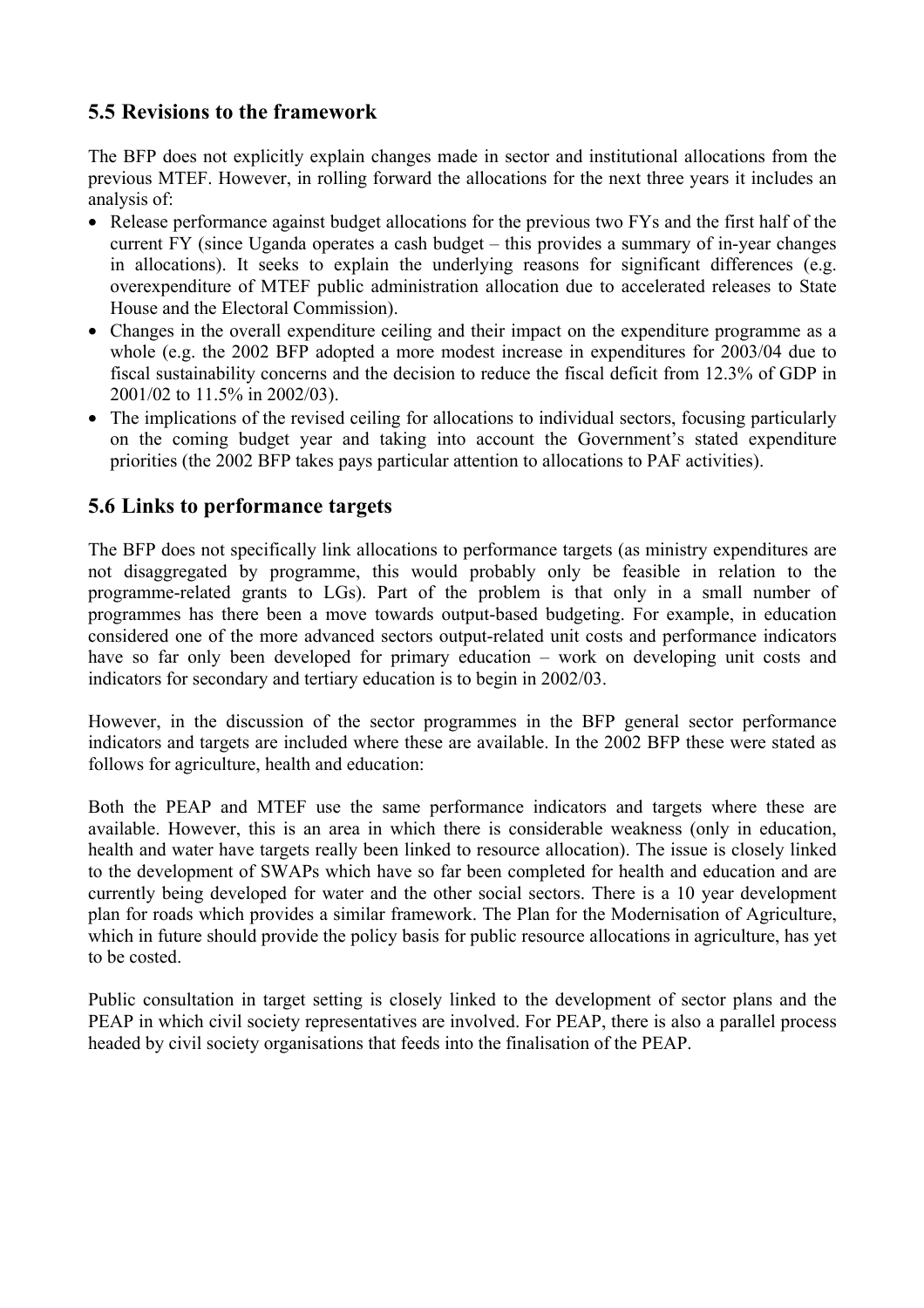## 5.5 Revisions to the framework

The BFP does not explicitly explain changes made in sector and institutional allocations from the previous MTEF. However, in rolling forward the allocations for the next three years it includes an analysis of:

- Release performance against budget allocations for the previous two FYs and the first half of the current FY (since Uganda operates a cash budget – this provides a summary of in-year changes in allocations). It seeks to explain the underlying reasons for significant differences (e.g. overexpenditure of MTEF public administration allocation due to accelerated releases to State House and the Electoral Commission).
- Changes in the overall expenditure ceiling and their impact on the expenditure programme as a whole (e.g. the 2002 BFP adopted a more modest increase in expenditures for 2003/04 due to fiscal sustainability concerns and the decision to reduce the fiscal deficit from 12.3% of GDP in 2001/02 to 11.5% in 2002/03).
- The implications of the revised ceiling for allocations to individual sectors, focusing particularly on the coming budget year and taking into account the Government's stated expenditure priorities (the 2002 BFP takes pays particular attention to allocations to PAF activities).

## 5.6 Links to performance targets

The BFP does not specifically link allocations to performance targets (as ministry expenditures are not disaggregated by programme, this would probably only be feasible in relation to the programme-related grants to LGs). Part of the problem is that only in a small number of programmes has there been a move towards output-based budgeting. For example, in education considered one of the more advanced sectors output-related unit costs and performance indicators have so far only been developed for primary education – work on developing unit costs and indicators for secondary and tertiary education is to begin in 2002/03.

However, in the discussion of the sector programmes in the BFP general sector performance indicators and targets are included where these are available. In the 2002 BFP these were stated as follows for agriculture, health and education:

Both the PEAP and MTEF use the same performance indicators and targets where these are available. However, this is an area in which there is considerable weakness (only in education, health and water have targets really been linked to resource allocation). The issue is closely linked to the development of SWAPs which have so far been completed for health and education and are currently being developed for water and the other social sectors. There is a 10 year development plan for roads which provides a similar framework. The Plan for the Modernisation of Agriculture, which in future should provide the policy basis for public resource allocations in agriculture, has yet to be costed.

Public consultation in target setting is closely linked to the development of sector plans and the PEAP in which civil society representatives are involved. For PEAP, there is also a parallel process headed by civil society organisations that feeds into the finalisation of the PEAP.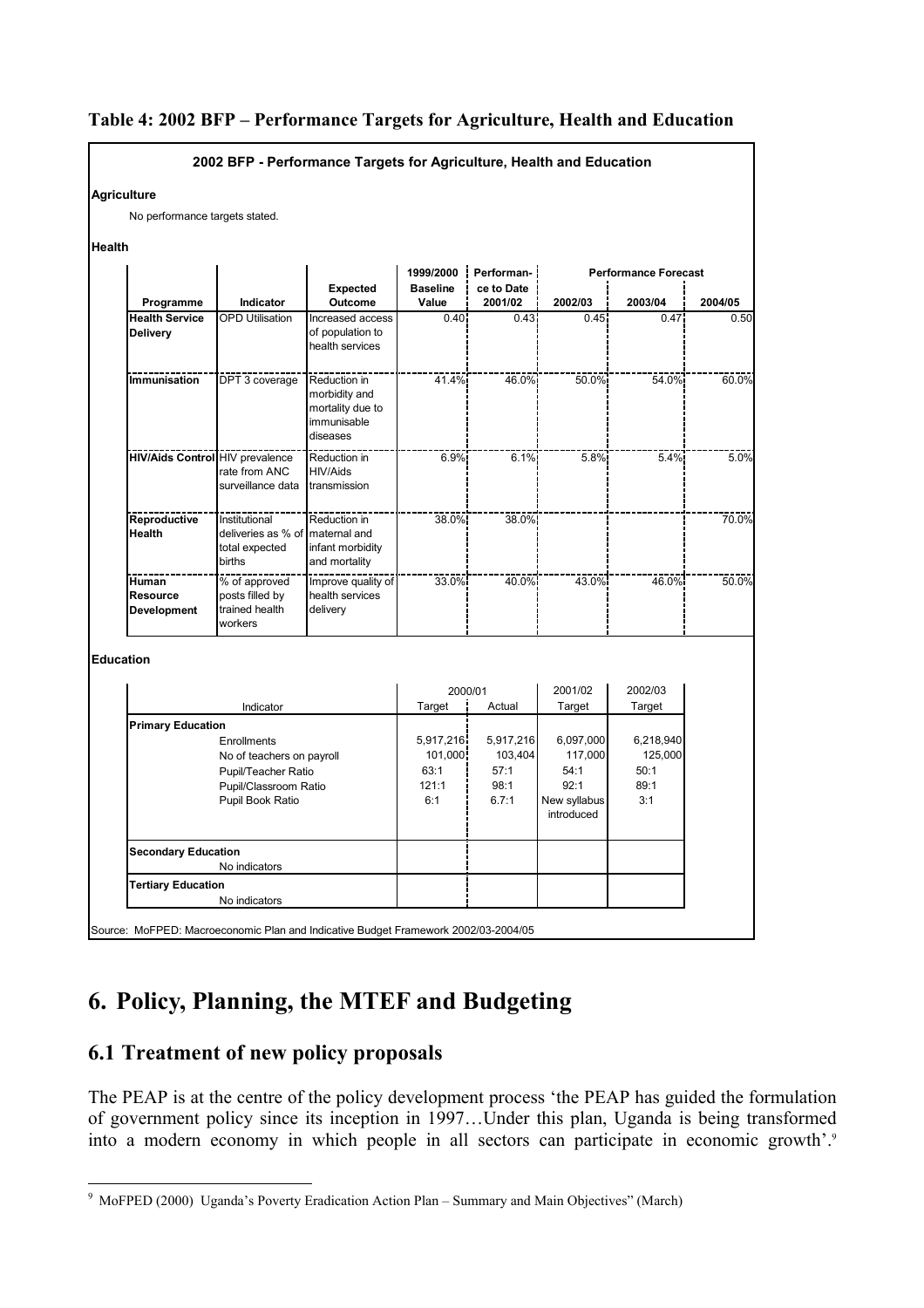**Table 4: 2002 BFP – Performance Targets for Agriculture, Health and Education**

**2002 BFP - Performance Targets for Agriculture, Health and Education**

**Agriculture**

No performance targets stated.

**Health**

| Programme | Indicator | Expected Outcome | 1999/2000 Baseline Value | Performance to Date 2001/02 | Performance Forecast 2002/03 | 2003/04 | 2004/05 |
|---|---|---|---|---|---|---|---|
| **Health Service Delivery** | OPD Utilisation | Increased access of population to health services | 0.40 | 0.43 | 0.45 | 0.47 | 0.50 |
| **Immunisation** | DPT 3 coverage | Reduction in morbidity and mortality due to immunisable diseases | 41.4% | 46.0% | 50.0% | 54.0% | 60.0% |
| **HIV/Aids Control** | HIV prevalence rate from ANC surveillance data | Reduction in HIV/Aids transmission | 6.9% | 6.1% | 5.8% | 5.4% | 5.0% |
| **Reproductive Health** | Institutional deliveries as % of total expected births | Reduction in maternal and infant morbidity and mortality | 38.0% | 38.0% | | | 70.0% |
| **Human Resource Development** | % of approved posts filled by trained health workers | Improve quality of health services delivery | 33.0% | 40.0% | 43.0% | 46.0% | 50.0% |

**Education**

| Indicator | 2000/01 Target | 2000/01 Actual | 2001/02 Target | 2002/03 Target |
|---|---|---|---|---|
| **Primary Education** | | | | |
| Enrollments | 5,917,216 | 5,917,216 | 6,097,000 | 6,218,940 |
| No of teachers on payroll | 101,000 | 103,404 | 117,000 | 125,000 |
| Pupil/Teacher Ratio | 63:1 | 57:1 | 54:1 | 50:1 |
| Pupil/Classroom Ratio | 121:1 | 98:1 | 92:1 | 89:1 |
| Pupil Book Ratio | 6:1 | 6.7:1 | New syllabus introduced | 3:1 |
| **Secondary Education** | | | | |
| No indicators | | | | |
| **Tertiary Education** | | | | |
| No indicators | | | | |

Source: MoFPED: Macroeconomic Plan and Indicative Budget Framework 2002/03-2004/05

# 6. Policy, Planning, the MTEF and Budgeting

## 6.1 Treatment of new policy proposals

The PEAP is at the centre of the policy development process 'the PEAP has guided the formulation of government policy since its inception in 1997…Under this plan, Uganda is being transformed into a modern economy in which people in all sectors can participate in economic growth'.[9]

[9] MoFPED (2000) Uganda's Poverty Eradication Action Plan – Summary and Main Objectives" (March)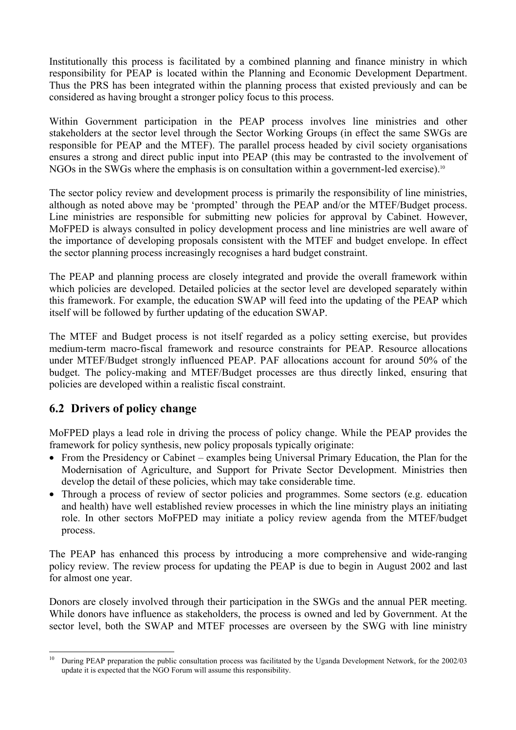Institutionally this process is facilitated by a combined planning and finance ministry in which responsibility for PEAP is located within the Planning and Economic Development Department. Thus the PRS has been integrated within the planning process that existed previously and can be considered as having brought a stronger policy focus to this process.

Within Government participation in the PEAP process involves line ministries and other stakeholders at the sector level through the Sector Working Groups (in effect the same SWGs are responsible for PEAP and the MTEF). The parallel process headed by civil society organisations ensures a strong and direct public input into PEAP (this may be contrasted to the involvement of NGOs in the SWGs where the emphasis is on consultation within a government-led exercise).[10]

The sector policy review and development process is primarily the responsibility of line ministries, although as noted above may be 'prompted' through the PEAP and/or the MTEF/Budget process. Line ministries are responsible for submitting new policies for approval by Cabinet. However, MoFPED is always consulted in policy development process and line ministries are well aware of the importance of developing proposals consistent with the MTEF and budget envelope. In effect the sector planning process increasingly recognises a hard budget constraint.

The PEAP and planning process are closely integrated and provide the overall framework within which policies are developed. Detailed policies at the sector level are developed separately within this framework. For example, the education SWAP will feed into the updating of the PEAP which itself will be followed by further updating of the education SWAP.

The MTEF and Budget process is not itself regarded as a policy setting exercise, but provides medium-term macro-fiscal framework and resource constraints for PEAP. Resource allocations under MTEF/Budget strongly influenced PEAP. PAF allocations account for around 50% of the budget. The policy-making and MTEF/Budget processes are thus directly linked, ensuring that policies are developed within a realistic fiscal constraint.

## 6.2 Drivers of policy change

MoFPED plays a lead role in driving the process of policy change. While the PEAP provides the framework for policy synthesis, new policy proposals typically originate:

- From the Presidency or Cabinet – examples being Universal Primary Education, the Plan for the Modernisation of Agriculture, and Support for Private Sector Development. Ministries then develop the detail of these policies, which may take considerable time.
- Through a process of review of sector policies and programmes. Some sectors (e.g. education and health) have well established review processes in which the line ministry plays an initiating role. In other sectors MoFPED may initiate a policy review agenda from the MTEF/budget process.

The PEAP has enhanced this process by introducing a more comprehensive and wide-ranging policy review. The review process for updating the PEAP is due to begin in August 2002 and last for almost one year.

Donors are closely involved through their participation in the SWGs and the annual PER meeting. While donors have influence as stakeholders, the process is owned and led by Government. At the sector level, both the SWAP and MTEF processes are overseen by the SWG with line ministry

[10] During PEAP preparation the public consultation process was facilitated by the Uganda Development Network, for the 2002/03 update it is expected that the NGO Forum will assume this responsibility.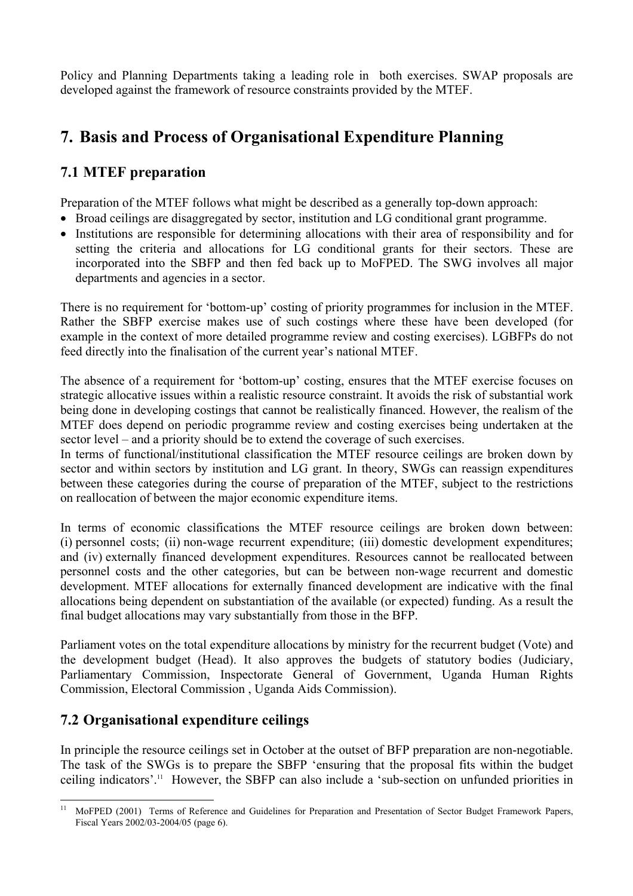Policy and Planning Departments taking a leading role in both exercises. SWAP proposals are developed against the framework of resource constraints provided by the MTEF.

# 7. Basis and Process of Organisational Expenditure Planning

## 7.1 MTEF preparation

Preparation of the MTEF follows what might be described as a generally top-down approach:

- Broad ceilings are disaggregated by sector, institution and LG conditional grant programme.
- Institutions are responsible for determining allocations with their area of responsibility and for setting the criteria and allocations for LG conditional grants for their sectors. These are incorporated into the SBFP and then fed back up to MoFPED. The SWG involves all major departments and agencies in a sector.

There is no requirement for 'bottom-up' costing of priority programmes for inclusion in the MTEF. Rather the SBFP exercise makes use of such costings where these have been developed (for example in the context of more detailed programme review and costing exercises). LGBFPs do not feed directly into the finalisation of the current year's national MTEF.

The absence of a requirement for 'bottom-up' costing, ensures that the MTEF exercise focuses on strategic allocative issues within a realistic resource constraint. It avoids the risk of substantial work being done in developing costings that cannot be realistically financed. However, the realism of the MTEF does depend on periodic programme review and costing exercises being undertaken at the sector level – and a priority should be to extend the coverage of such exercises.
In terms of functional/institutional classification the MTEF resource ceilings are broken down by sector and within sectors by institution and LG grant. In theory, SWGs can reassign expenditures between these categories during the course of preparation of the MTEF, subject to the restrictions on reallocation of between the major economic expenditure items.

In terms of economic classifications the MTEF resource ceilings are broken down between: (i) personnel costs; (ii) non-wage recurrent expenditure; (iii) domestic development expenditures; and (iv) externally financed development expenditures. Resources cannot be reallocated between personnel costs and the other categories, but can be between non-wage recurrent and domestic development. MTEF allocations for externally financed development are indicative with the final allocations being dependent on substantiation of the available (or expected) funding. As a result the final budget allocations may vary substantially from those in the BFP.

Parliament votes on the total expenditure allocations by ministry for the recurrent budget (Vote) and the development budget (Head). It also approves the budgets of statutory bodies (Judiciary, Parliamentary Commission, Inspectorate General of Government, Uganda Human Rights Commission, Electoral Commission , Uganda Aids Commission).

## 7.2 Organisational expenditure ceilings

In principle the resource ceilings set in October at the outset of BFP preparation are non-negotiable. The task of the SWGs is to prepare the SBFP 'ensuring that the proposal fits within the budget ceiling indicators'.[11] However, the SBFP can also include a 'sub-section on unfunded priorities in

---

[11] MoFPED (2001) Terms of Reference and Guidelines for Preparation and Presentation of Sector Budget Framework Papers, Fiscal Years 2002/03-2004/05 (page 6).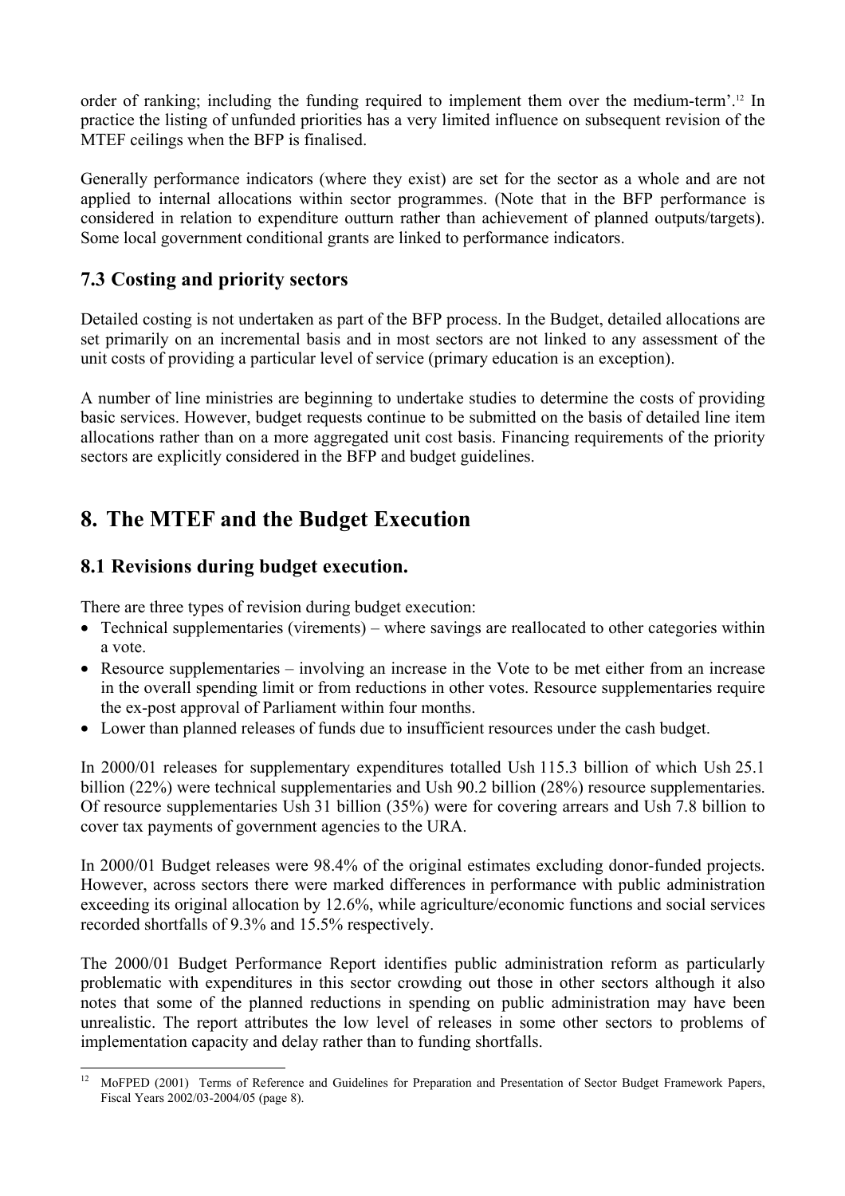order of ranking; including the funding required to implement them over the medium-term'.[12] In practice the listing of unfunded priorities has a very limited influence on subsequent revision of the MTEF ceilings when the BFP is finalised.

Generally performance indicators (where they exist) are set for the sector as a whole and are not applied to internal allocations within sector programmes. (Note that in the BFP performance is considered in relation to expenditure outturn rather than achievement of planned outputs/targets). Some local government conditional grants are linked to performance indicators.

## 7.3 Costing and priority sectors

Detailed costing is not undertaken as part of the BFP process. In the Budget, detailed allocations are set primarily on an incremental basis and in most sectors are not linked to any assessment of the unit costs of providing a particular level of service (primary education is an exception).

A number of line ministries are beginning to undertake studies to determine the costs of providing basic services. However, budget requests continue to be submitted on the basis of detailed line item allocations rather than on a more aggregated unit cost basis. Financing requirements of the priority sectors are explicitly considered in the BFP and budget guidelines.

# 8. The MTEF and the Budget Execution

## 8.1 Revisions during budget execution.

There are three types of revision during budget execution:

- Technical supplementaries (virements) – where savings are reallocated to other categories within a vote.
- Resource supplementaries – involving an increase in the Vote to be met either from an increase in the overall spending limit or from reductions in other votes. Resource supplementaries require the ex-post approval of Parliament within four months.
- Lower than planned releases of funds due to insufficient resources under the cash budget.

In 2000/01 releases for supplementary expenditures totalled Ush 115.3 billion of which Ush 25.1 billion (22%) were technical supplementaries and Ush 90.2 billion (28%) resource supplementaries. Of resource supplementaries Ush 31 billion (35%) were for covering arrears and Ush 7.8 billion to cover tax payments of government agencies to the URA.

In 2000/01 Budget releases were 98.4% of the original estimates excluding donor-funded projects. However, across sectors there were marked differences in performance with public administration exceeding its original allocation by 12.6%, while agriculture/economic functions and social services recorded shortfalls of 9.3% and 15.5% respectively.

The 2000/01 Budget Performance Report identifies public administration reform as particularly problematic with expenditures in this sector crowding out those in other sectors although it also notes that some of the planned reductions in spending on public administration may have been unrealistic. The report attributes the low level of releases in some other sectors to problems of implementation capacity and delay rather than to funding shortfalls.

[12] MoFPED (2001) Terms of Reference and Guidelines for Preparation and Presentation of Sector Budget Framework Papers, Fiscal Years 2002/03-2004/05 (page 8).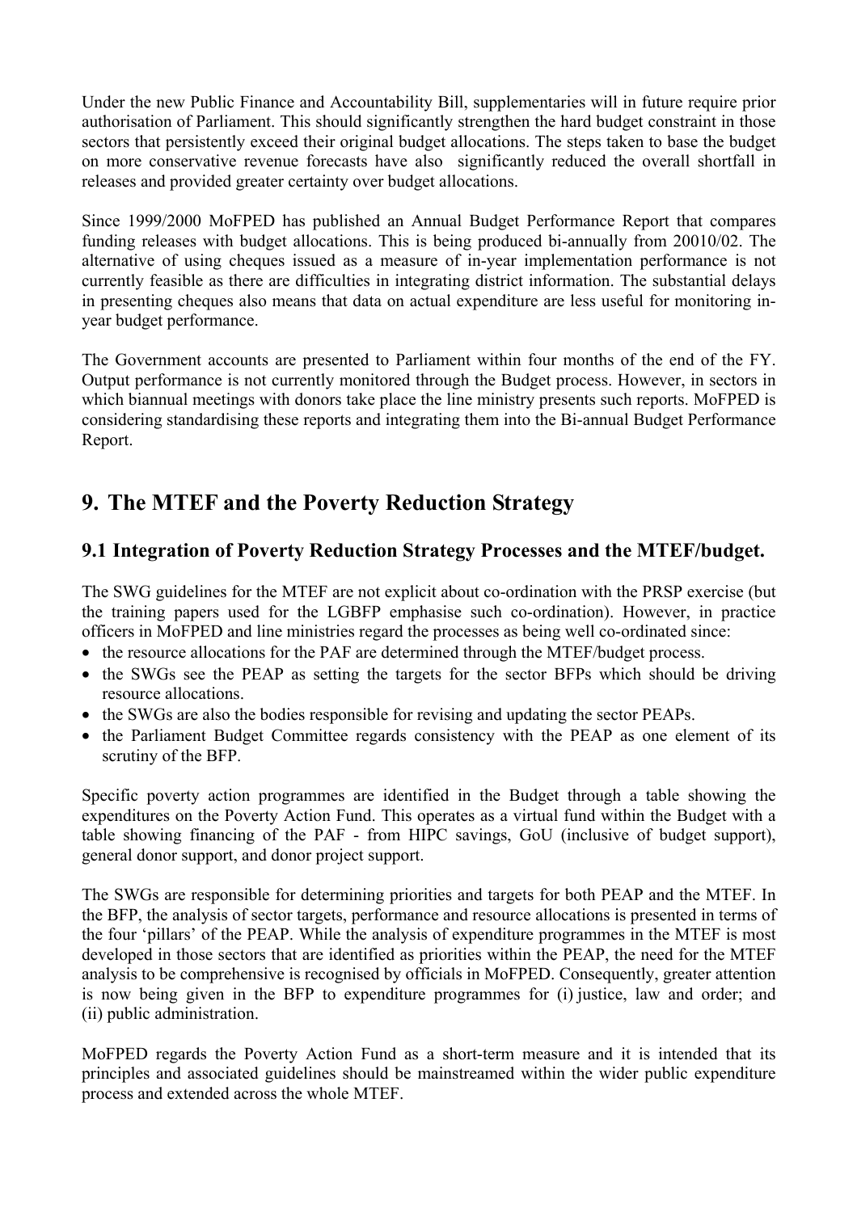Under the new Public Finance and Accountability Bill, supplementaries will in future require prior authorisation of Parliament. This should significantly strengthen the hard budget constraint in those sectors that persistently exceed their original budget allocations. The steps taken to base the budget on more conservative revenue forecasts have also significantly reduced the overall shortfall in releases and provided greater certainty over budget allocations.

Since 1999/2000 MoFPED has published an Annual Budget Performance Report that compares funding releases with budget allocations. This is being produced bi-annually from 20010/02. The alternative of using cheques issued as a measure of in-year implementation performance is not currently feasible as there are difficulties in integrating district information. The substantial delays in presenting cheques also means that data on actual expenditure are less useful for monitoring in-year budget performance.

The Government accounts are presented to Parliament within four months of the end of the FY. Output performance is not currently monitored through the Budget process. However, in sectors in which biannual meetings with donors take place the line ministry presents such reports. MoFPED is considering standardising these reports and integrating them into the Bi-annual Budget Performance Report.

# 9. The MTEF and the Poverty Reduction Strategy

## 9.1 Integration of Poverty Reduction Strategy Processes and the MTEF/budget.

The SWG guidelines for the MTEF are not explicit about co-ordination with the PRSP exercise (but the training papers used for the LGBFP emphasise such co-ordination). However, in practice officers in MoFPED and line ministries regard the processes as being well co-ordinated since:

- the resource allocations for the PAF are determined through the MTEF/budget process.
- the SWGs see the PEAP as setting the targets for the sector BFPs which should be driving resource allocations.
- the SWGs are also the bodies responsible for revising and updating the sector PEAPs.
- the Parliament Budget Committee regards consistency with the PEAP as one element of its scrutiny of the BFP.

Specific poverty action programmes are identified in the Budget through a table showing the expenditures on the Poverty Action Fund. This operates as a virtual fund within the Budget with a table showing financing of the PAF - from HIPC savings, GoU (inclusive of budget support), general donor support, and donor project support.

The SWGs are responsible for determining priorities and targets for both PEAP and the MTEF. In the BFP, the analysis of sector targets, performance and resource allocations is presented in terms of the four 'pillars' of the PEAP. While the analysis of expenditure programmes in the MTEF is most developed in those sectors that are identified as priorities within the PEAP, the need for the MTEF analysis to be comprehensive is recognised by officials in MoFPED. Consequently, greater attention is now being given in the BFP to expenditure programmes for (i) justice, law and order; and (ii) public administration.

MoFPED regards the Poverty Action Fund as a short-term measure and it is intended that its principles and associated guidelines should be mainstreamed within the wider public expenditure process and extended across the whole MTEF.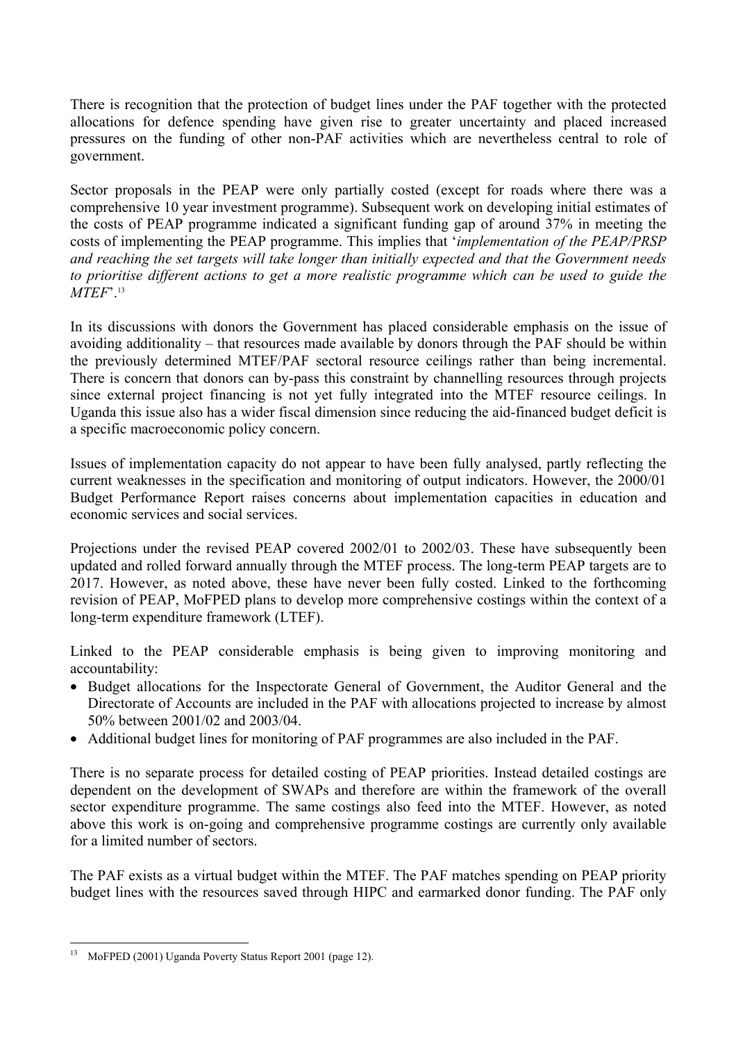There is recognition that the protection of budget lines under the PAF together with the protected allocations for defence spending have given rise to greater uncertainty and placed increased pressures on the funding of other non-PAF activities which are nevertheless central to role of government.

Sector proposals in the PEAP were only partially costed (except for roads where there was a comprehensive 10 year investment programme). Subsequent work on developing initial estimates of the costs of PEAP programme indicated a significant funding gap of around 37% in meeting the costs of implementing the PEAP programme. This implies that '*implementation of the PEAP/PRSP and reaching the set targets will take longer than initially expected and that the Government needs to prioritise different actions to get a more realistic programme which can be used to guide the MTEF*'.[13]

In its discussions with donors the Government has placed considerable emphasis on the issue of avoiding additionality – that resources made available by donors through the PAF should be within the previously determined MTEF/PAF sectoral resource ceilings rather than being incremental. There is concern that donors can by-pass this constraint by channelling resources through projects since external project financing is not yet fully integrated into the MTEF resource ceilings. In Uganda this issue also has a wider fiscal dimension since reducing the aid-financed budget deficit is a specific macroeconomic policy concern.

Issues of implementation capacity do not appear to have been fully analysed, partly reflecting the current weaknesses in the specification and monitoring of output indicators. However, the 2000/01 Budget Performance Report raises concerns about implementation capacities in education and economic services and social services.

Projections under the revised PEAP covered 2002/01 to 2002/03. These have subsequently been updated and rolled forward annually through the MTEF process. The long-term PEAP targets are to 2017. However, as noted above, these have never been fully costed. Linked to the forthcoming revision of PEAP, MoFPED plans to develop more comprehensive costings within the context of a long-term expenditure framework (LTEF).

Linked to the PEAP considerable emphasis is being given to improving monitoring and accountability:

- Budget allocations for the Inspectorate General of Government, the Auditor General and the Directorate of Accounts are included in the PAF with allocations projected to increase by almost 50% between 2001/02 and 2003/04.
- Additional budget lines for monitoring of PAF programmes are also included in the PAF.

There is no separate process for detailed costing of PEAP priorities. Instead detailed costings are dependent on the development of SWAPs and therefore are within the framework of the overall sector expenditure programme. The same costings also feed into the MTEF. However, as noted above this work is on-going and comprehensive programme costings are currently only available for a limited number of sectors.

The PAF exists as a virtual budget within the MTEF. The PAF matches spending on PEAP priority budget lines with the resources saved through HIPC and earmarked donor funding. The PAF only

[13] MoFPED (2001) Uganda Poverty Status Report 2001 (page 12).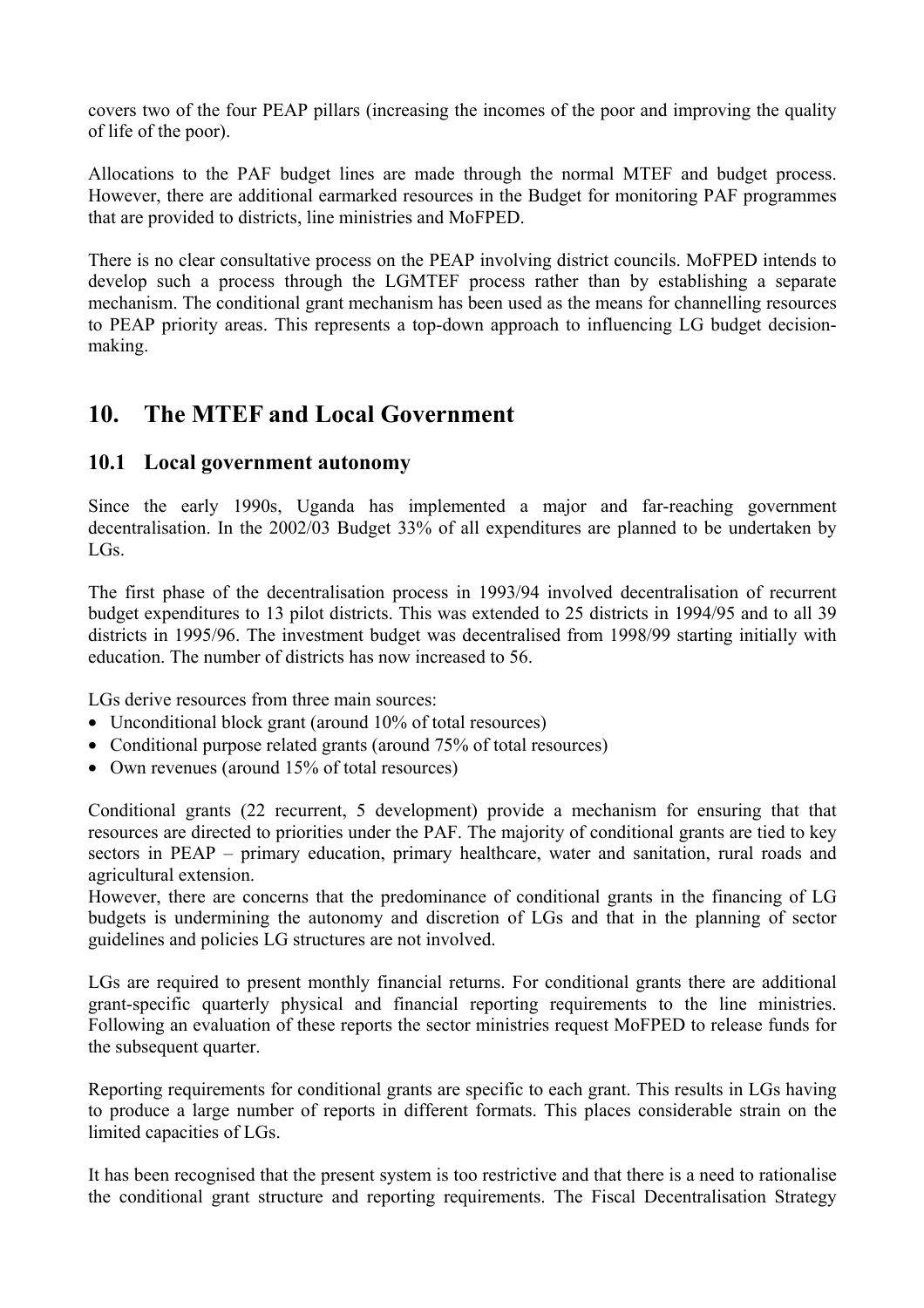covers two of the four PEAP pillars (increasing the incomes of the poor and improving the quality of life of the poor).

Allocations to the PAF budget lines are made through the normal MTEF and budget process. However, there are additional earmarked resources in the Budget for monitoring PAF programmes that are provided to districts, line ministries and MoFPED.

There is no clear consultative process on the PEAP involving district councils. MoFPED intends to develop such a process through the LGMTEF process rather than by establishing a separate mechanism. The conditional grant mechanism has been used as the means for channelling resources to PEAP priority areas. This represents a top-down approach to influencing LG budget decision-making.

# 10. The MTEF and Local Government

## 10.1 Local government autonomy

Since the early 1990s, Uganda has implemented a major and far-reaching government decentralisation. In the 2002/03 Budget 33% of all expenditures are planned to be undertaken by LGs.

The first phase of the decentralisation process in 1993/94 involved decentralisation of recurrent budget expenditures to 13 pilot districts. This was extended to 25 districts in 1994/95 and to all 39 districts in 1995/96. The investment budget was decentralised from 1998/99 starting initially with education. The number of districts has now increased to 56.

LGs derive resources from three main sources:

- Unconditional block grant (around 10% of total resources)
- Conditional purpose related grants (around 75% of total resources)
- Own revenues (around 15% of total resources)

Conditional grants (22 recurrent, 5 development) provide a mechanism for ensuring that that resources are directed to priorities under the PAF. The majority of conditional grants are tied to key sectors in PEAP – primary education, primary healthcare, water and sanitation, rural roads and agricultural extension.
However, there are concerns that the predominance of conditional grants in the financing of LG budgets is undermining the autonomy and discretion of LGs and that in the planning of sector guidelines and policies LG structures are not involved.

LGs are required to present monthly financial returns. For conditional grants there are additional grant-specific quarterly physical and financial reporting requirements to the line ministries. Following an evaluation of these reports the sector ministries request MoFPED to release funds for the subsequent quarter.

Reporting requirements for conditional grants are specific to each grant. This results in LGs having to produce a large number of reports in different formats. This places considerable strain on the limited capacities of LGs.

It has been recognised that the present system is too restrictive and that there is a need to rationalise the conditional grant structure and reporting requirements. The Fiscal Decentralisation Strategy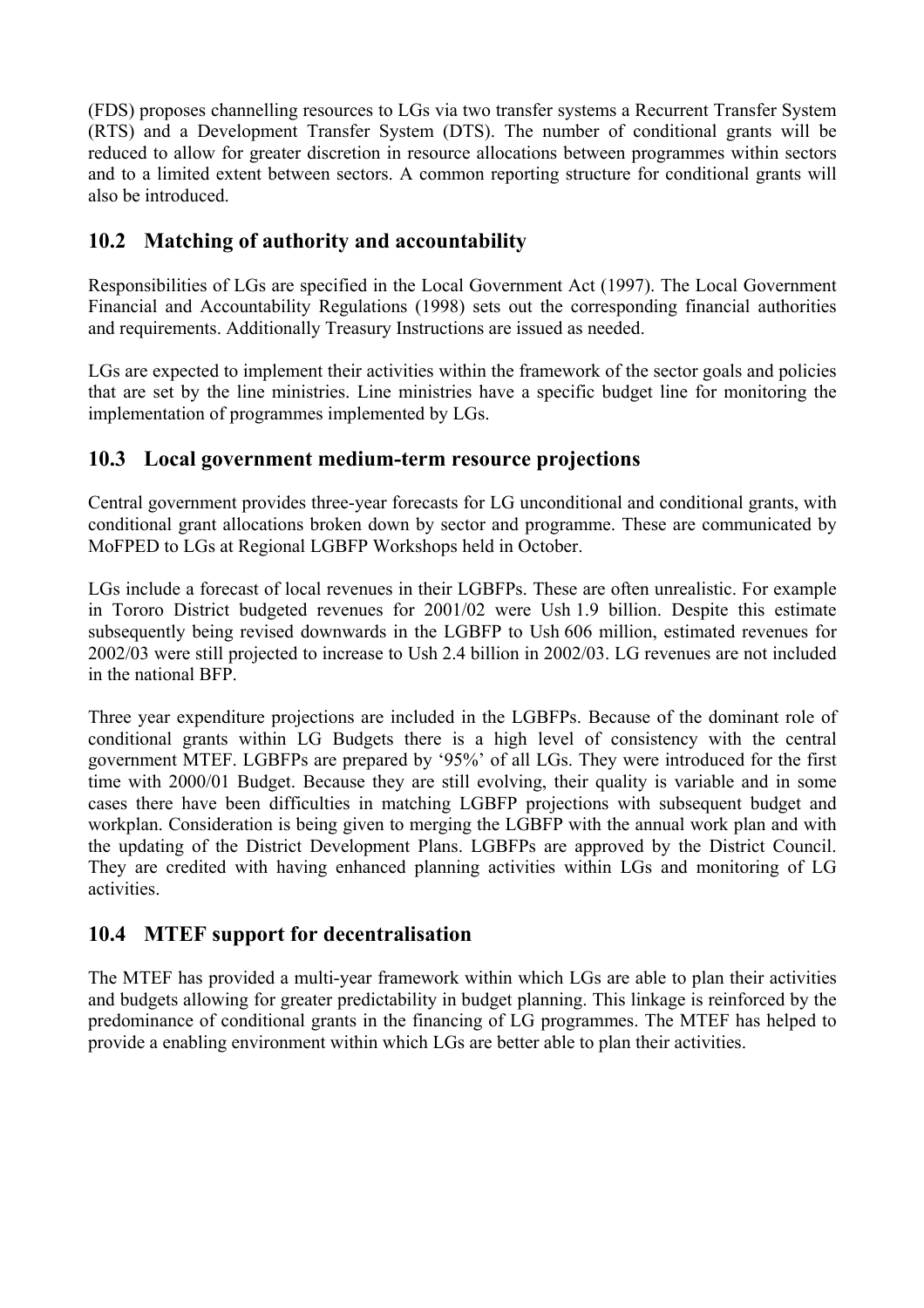(FDS) proposes channelling resources to LGs via two transfer systems a Recurrent Transfer System (RTS) and a Development Transfer System (DTS). The number of conditional grants will be reduced to allow for greater discretion in resource allocations between programmes within sectors and to a limited extent between sectors. A common reporting structure for conditional grants will also be introduced.

## 10.2 Matching of authority and accountability

Responsibilities of LGs are specified in the Local Government Act (1997). The Local Government Financial and Accountability Regulations (1998) sets out the corresponding financial authorities and requirements. Additionally Treasury Instructions are issued as needed.

LGs are expected to implement their activities within the framework of the sector goals and policies that are set by the line ministries. Line ministries have a specific budget line for monitoring the implementation of programmes implemented by LGs.

## 10.3 Local government medium-term resource projections

Central government provides three-year forecasts for LG unconditional and conditional grants, with conditional grant allocations broken down by sector and programme. These are communicated by MoFPED to LGs at Regional LGBFP Workshops held in October.

LGs include a forecast of local revenues in their LGBFPs. These are often unrealistic. For example in Tororo District budgeted revenues for 2001/02 were Ush 1.9 billion. Despite this estimate subsequently being revised downwards in the LGBFP to Ush 606 million, estimated revenues for 2002/03 were still projected to increase to Ush 2.4 billion in 2002/03. LG revenues are not included in the national BFP.

Three year expenditure projections are included in the LGBFPs. Because of the dominant role of conditional grants within LG Budgets there is a high level of consistency with the central government MTEF. LGBFPs are prepared by '95%' of all LGs. They were introduced for the first time with 2000/01 Budget. Because they are still evolving, their quality is variable and in some cases there have been difficulties in matching LGBFP projections with subsequent budget and workplan. Consideration is being given to merging the LGBFP with the annual work plan and with the updating of the District Development Plans. LGBFPs are approved by the District Council. They are credited with having enhanced planning activities within LGs and monitoring of LG activities.

## 10.4 MTEF support for decentralisation

The MTEF has provided a multi-year framework within which LGs are able to plan their activities and budgets allowing for greater predictability in budget planning. This linkage is reinforced by the predominance of conditional grants in the financing of LG programmes. The MTEF has helped to provide a enabling environment within which LGs are better able to plan their activities.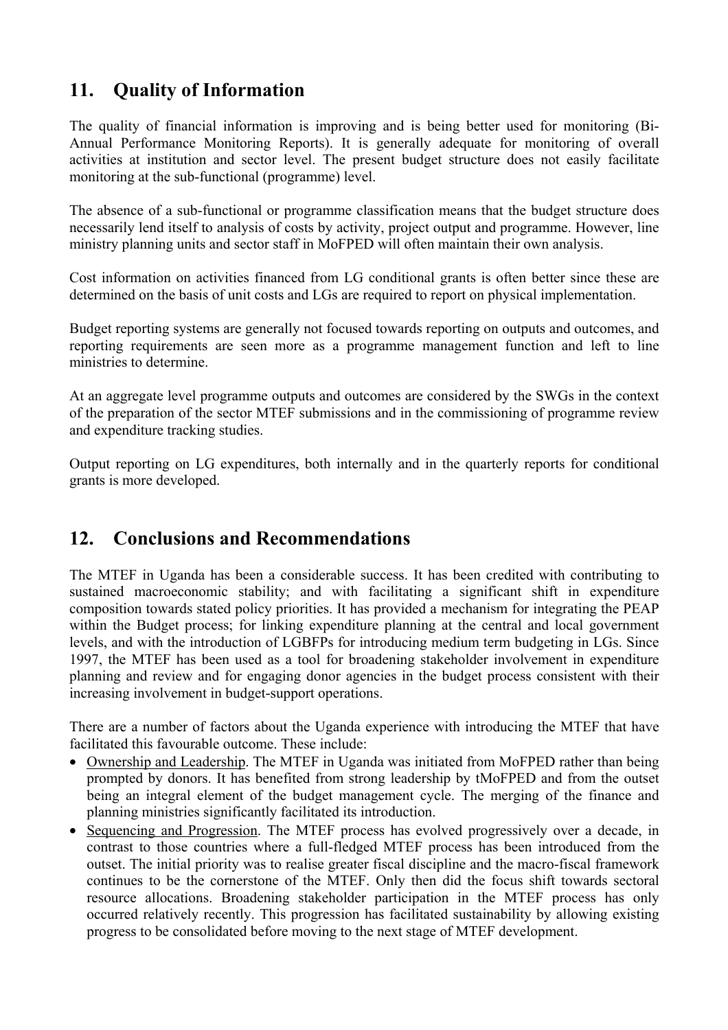## 11. Quality of Information

The quality of financial information is improving and is being better used for monitoring (Bi-Annual Performance Monitoring Reports). It is generally adequate for monitoring of overall activities at institution and sector level. The present budget structure does not easily facilitate monitoring at the sub-functional (programme) level.

The absence of a sub-functional or programme classification means that the budget structure does necessarily lend itself to analysis of costs by activity, project output and programme. However, line ministry planning units and sector staff in MoFPED will often maintain their own analysis.

Cost information on activities financed from LG conditional grants is often better since these are determined on the basis of unit costs and LGs are required to report on physical implementation.

Budget reporting systems are generally not focused towards reporting on outputs and outcomes, and reporting requirements are seen more as a programme management function and left to line ministries to determine.

At an aggregate level programme outputs and outcomes are considered by the SWGs in the context of the preparation of the sector MTEF submissions and in the commissioning of programme review and expenditure tracking studies.

Output reporting on LG expenditures, both internally and in the quarterly reports for conditional grants is more developed.

## 12. Conclusions and Recommendations

The MTEF in Uganda has been a considerable success. It has been credited with contributing to sustained macroeconomic stability; and with facilitating a significant shift in expenditure composition towards stated policy priorities. It has provided a mechanism for integrating the PEAP within the Budget process; for linking expenditure planning at the central and local government levels, and with the introduction of LGBFPs for introducing medium term budgeting in LGs. Since 1997, the MTEF has been used as a tool for broadening stakeholder involvement in expenditure planning and review and for engaging donor agencies in the budget process consistent with their increasing involvement in budget-support operations.

There are a number of factors about the Uganda experience with introducing the MTEF that have facilitated this favourable outcome. These include:

- Ownership and Leadership. The MTEF in Uganda was initiated from MoFPED rather than being prompted by donors. It has benefited from strong leadership by tMoFPED and from the outset being an integral element of the budget management cycle. The merging of the finance and planning ministries significantly facilitated its introduction.
- Sequencing and Progression. The MTEF process has evolved progressively over a decade, in contrast to those countries where a full-fledged MTEF process has been introduced from the outset. The initial priority was to realise greater fiscal discipline and the macro-fiscal framework continues to be the cornerstone of the MTEF. Only then did the focus shift towards sectoral resource allocations. Broadening stakeholder participation in the MTEF process has only occurred relatively recently. This progression has facilitated sustainability by allowing existing progress to be consolidated before moving to the next stage of MTEF development.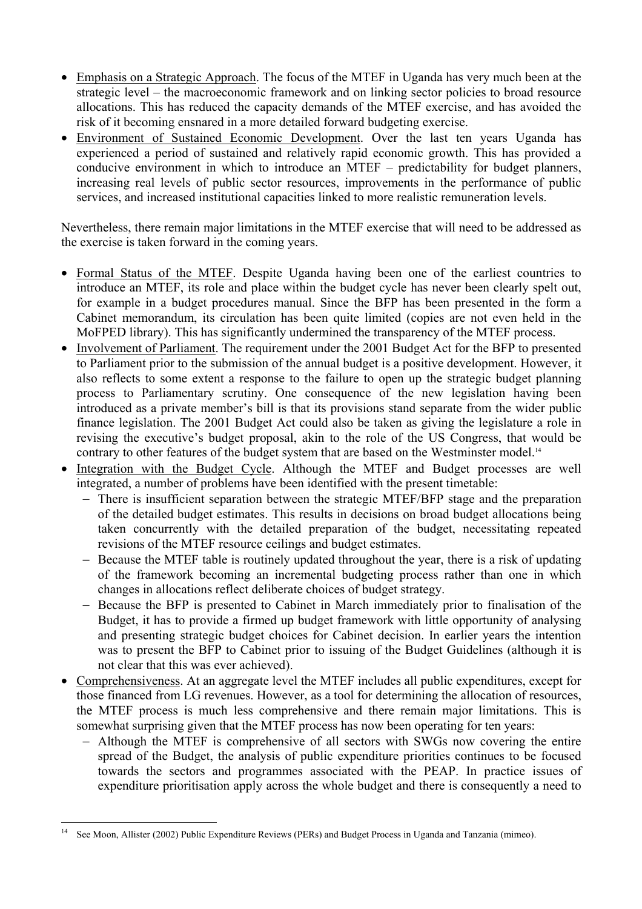- Emphasis on a Strategic Approach. The focus of the MTEF in Uganda has very much been at the strategic level – the macroeconomic framework and on linking sector policies to broad resource allocations. This has reduced the capacity demands of the MTEF exercise, and has avoided the risk of it becoming ensnared in a more detailed forward budgeting exercise.
- Environment of Sustained Economic Development. Over the last ten years Uganda has experienced a period of sustained and relatively rapid economic growth. This has provided a conducive environment in which to introduce an MTEF – predictability for budget planners, increasing real levels of public sector resources, improvements in the performance of public services, and increased institutional capacities linked to more realistic remuneration levels.

Nevertheless, there remain major limitations in the MTEF exercise that will need to be addressed as the exercise is taken forward in the coming years.

- Formal Status of the MTEF. Despite Uganda having been one of the earliest countries to introduce an MTEF, its role and place within the budget cycle has never been clearly spelt out, for example in a budget procedures manual. Since the BFP has been presented in the form a Cabinet memorandum, its circulation has been quite limited (copies are not even held in the MoFPED library). This has significantly undermined the transparency of the MTEF process.
- Involvement of Parliament. The requirement under the 2001 Budget Act for the BFP to presented to Parliament prior to the submission of the annual budget is a positive development. However, it also reflects to some extent a response to the failure to open up the strategic budget planning process to Parliamentary scrutiny. One consequence of the new legislation having been introduced as a private member's bill is that its provisions stand separate from the wider public finance legislation. The 2001 Budget Act could also be taken as giving the legislature a role in revising the executive's budget proposal, akin to the role of the US Congress, that would be contrary to other features of the budget system that are based on the Westminster model.[14]
- Integration with the Budget Cycle. Although the MTEF and Budget processes are well integrated, a number of problems have been identified with the present timetable:
  - There is insufficient separation between the strategic MTEF/BFP stage and the preparation of the detailed budget estimates. This results in decisions on broad budget allocations being taken concurrently with the detailed preparation of the budget, necessitating repeated revisions of the MTEF resource ceilings and budget estimates.
  - Because the MTEF table is routinely updated throughout the year, there is a risk of updating of the framework becoming an incremental budgeting process rather than one in which changes in allocations reflect deliberate choices of budget strategy.
  - Because the BFP is presented to Cabinet in March immediately prior to finalisation of the Budget, it has to provide a firmed up budget framework with little opportunity of analysing and presenting strategic budget choices for Cabinet decision. In earlier years the intention was to present the BFP to Cabinet prior to issuing of the Budget Guidelines (although it is not clear that this was ever achieved).
- Comprehensiveness. At an aggregate level the MTEF includes all public expenditures, except for those financed from LG revenues. However, as a tool for determining the allocation of resources, the MTEF process is much less comprehensive and there remain major limitations. This is somewhat surprising given that the MTEF process has now been operating for ten years:
  - Although the MTEF is comprehensive of all sectors with SWGs now covering the entire spread of the Budget, the analysis of public expenditure priorities continues to be focused towards the sectors and programmes associated with the PEAP. In practice issues of expenditure prioritisation apply across the whole budget and there is consequently a need to

[14] See Moon, Allister (2002) Public Expenditure Reviews (PERs) and Budget Process in Uganda and Tanzania (mimeo).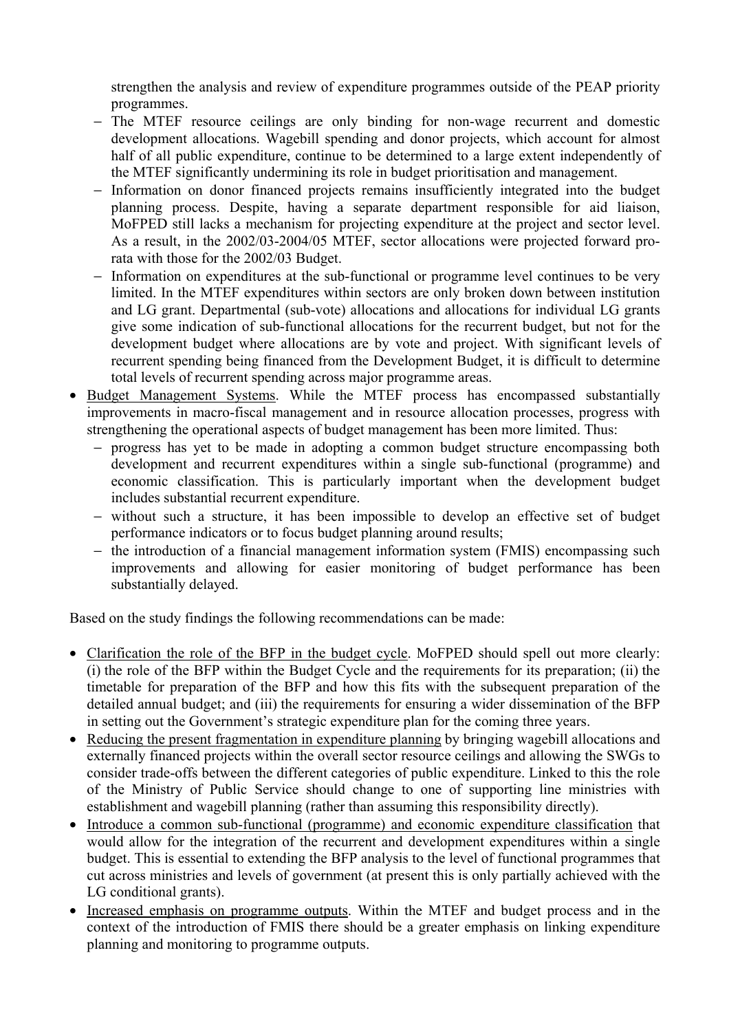strengthen the analysis and review of expenditure programmes outside of the PEAP priority programmes.

   - The MTEF resource ceilings are only binding for non-wage recurrent and domestic development allocations. Wagebill spending and donor projects, which account for almost half of all public expenditure, continue to be determined to a large extent independently of the MTEF significantly undermining its role in budget prioritisation and management.
   - Information on donor financed projects remains insufficiently integrated into the budget planning process. Despite, having a separate department responsible for aid liaison, MoFPED still lacks a mechanism for projecting expenditure at the project and sector level. As a result, in the 2002/03-2004/05 MTEF, sector allocations were projected forward pro-rata with those for the 2002/03 Budget.
   - Information on expenditures at the sub-functional or programme level continues to be very limited. In the MTEF expenditures within sectors are only broken down between institution and LG grant. Departmental (sub-vote) allocations and allocations for individual LG grants give some indication of sub-functional allocations for the recurrent budget, but not for the development budget where allocations are by vote and project. With significant levels of recurrent spending being financed from the Development Budget, it is difficult to determine total levels of recurrent spending across major programme areas.

- <u>Budget Management Systems</u>. While the MTEF process has encompassed substantially improvements in macro-fiscal management and in resource allocation processes, progress with strengthening the operational aspects of budget management has been more limited. Thus:
   - progress has yet to be made in adopting a common budget structure encompassing both development and recurrent expenditures within a single sub-functional (programme) and economic classification. This is particularly important when the development budget includes substantial recurrent expenditure.
   - without such a structure, it has been impossible to develop an effective set of budget performance indicators or to focus budget planning around results;
   - the introduction of a financial management information system (FMIS) encompassing such improvements and allowing for easier monitoring of budget performance has been substantially delayed.

Based on the study findings the following recommendations can be made:

- <u>Clarification the role of the BFP in the budget cycle</u>. MoFPED should spell out more clearly: (i) the role of the BFP within the Budget Cycle and the requirements for its preparation; (ii) the timetable for preparation of the BFP and how this fits with the subsequent preparation of the detailed annual budget; and (iii) the requirements for ensuring a wider dissemination of the BFP in setting out the Government's strategic expenditure plan for the coming three years.
- <u>Reducing the present fragmentation in expenditure planning</u> by bringing wagebill allocations and externally financed projects within the overall sector resource ceilings and allowing the SWGs to consider trade-offs between the different categories of public expenditure. Linked to this the role of the Ministry of Public Service should change to one of supporting line ministries with establishment and wagebill planning (rather than assuming this responsibility directly).
- <u>Introduce a common sub-functional (programme) and economic expenditure classification</u> that would allow for the integration of the recurrent and development expenditures within a single budget. This is essential to extending the BFP analysis to the level of functional programmes that cut across ministries and levels of government (at present this is only partially achieved with the LG conditional grants).
- <u>Increased emphasis on programme outputs</u>. Within the MTEF and budget process and in the context of the introduction of FMIS there should be a greater emphasis on linking expenditure planning and monitoring to programme outputs.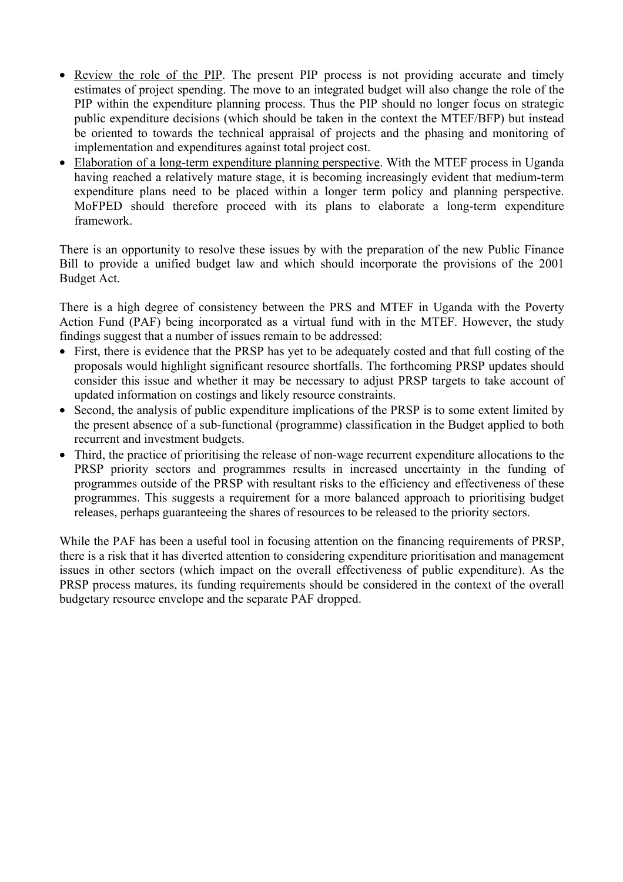- Review the role of the PIP. The present PIP process is not providing accurate and timely estimates of project spending. The move to an integrated budget will also change the role of the PIP within the expenditure planning process. Thus the PIP should no longer focus on strategic public expenditure decisions (which should be taken in the context the MTEF/BFP) but instead be oriented to towards the technical appraisal of projects and the phasing and monitoring of implementation and expenditures against total project cost.
- Elaboration of a long-term expenditure planning perspective. With the MTEF process in Uganda having reached a relatively mature stage, it is becoming increasingly evident that medium-term expenditure plans need to be placed within a longer term policy and planning perspective. MoFPED should therefore proceed with its plans to elaborate a long-term expenditure framework.

There is an opportunity to resolve these issues by with the preparation of the new Public Finance Bill to provide a unified budget law and which should incorporate the provisions of the 2001 Budget Act.

There is a high degree of consistency between the PRS and MTEF in Uganda with the Poverty Action Fund (PAF) being incorporated as a virtual fund with in the MTEF. However, the study findings suggest that a number of issues remain to be addressed:

- First, there is evidence that the PRSP has yet to be adequately costed and that full costing of the proposals would highlight significant resource shortfalls. The forthcoming PRSP updates should consider this issue and whether it may be necessary to adjust PRSP targets to take account of updated information on costings and likely resource constraints.
- Second, the analysis of public expenditure implications of the PRSP is to some extent limited by the present absence of a sub-functional (programme) classification in the Budget applied to both recurrent and investment budgets.
- Third, the practice of prioritising the release of non-wage recurrent expenditure allocations to the PRSP priority sectors and programmes results in increased uncertainty in the funding of programmes outside of the PRSP with resultant risks to the efficiency and effectiveness of these programmes. This suggests a requirement for a more balanced approach to prioritising budget releases, perhaps guaranteeing the shares of resources to be released to the priority sectors.

While the PAF has been a useful tool in focusing attention on the financing requirements of PRSP, there is a risk that it has diverted attention to considering expenditure prioritisation and management issues in other sectors (which impact on the overall effectiveness of public expenditure). As the PRSP process matures, its funding requirements should be considered in the context of the overall budgetary resource envelope and the separate PAF dropped.